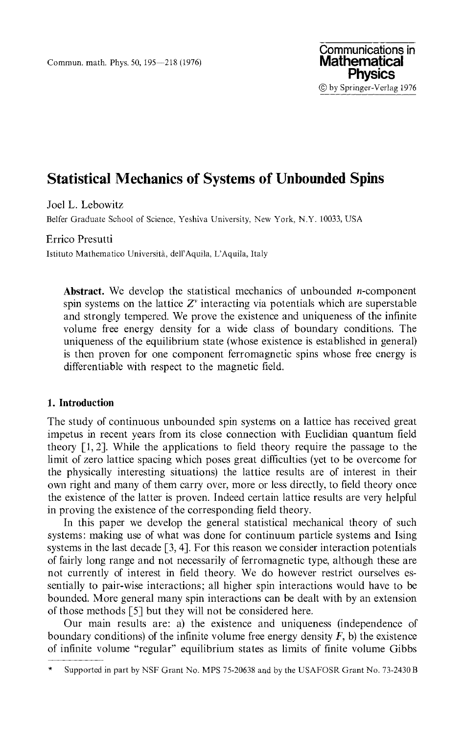# Statistical Mechanics of Systems of Unbounded Spins

Joel L. Lebowitz

Belfer Graduate School of Science, Yeshiva University, New York, N.Y. 10033, USA

Errico Presutti

Istituto Mathematico Università, dell'Aquila, L'Aquila, Italy

**Abstract.** We develop the statistical mechanics of unbounded $n$-component spin systems on the lattice $Z^\nu$ interacting via potentials which are superstable and strongly tempered. We prove the existence and uniqueness of the infinite volume free energy density for a wide class of boundary conditions. The uniqueness of the equilibrium state (whose existence is established in general) is then proven for one component ferromagnetic spins whose free energy is differentiable with respect to the magnetic field.

## 1. Introduction

The study of continuous unbounded spin systems on a lattice has received great impetus in recent years from its close connection with Euclidian quantum field theory [1, 2]. While the applications to field theory require the passage to the limit of zero lattice spacing which poses great difficulties (yet to be overcome for the physically interesting situations) the lattice results are of interest in their own right and many of them carry over, more or less directly, to field theory once the existence of the latter is proven. Indeed certain lattice results are very helpful in proving the existence of the corresponding field theory.

In this paper we develop the general statistical mechanical theory of such systems: making use of what was done for continuum particle systems and Ising systems in the last decade [3, 4]. For this reason we consider interaction potentials of fairly long range and not necessarily of ferromagnetic type, although these are not currently of interest in field theory. We do however restrict ourselves essentially to pair-wise interactions; all higher spin interactions would have to be bounded. More general many spin interactions can be dealt with by an extension of those methods [5] but they will not be considered here.

Our main results are: a) the existence and uniqueness (independence of boundary conditions) of the infinite volume free energy density $F$, b) the existence of infinite volume "regular" equilibrium states as limits of finite volume Gibbs

---

* Supported in part by NSF Grant No. MPS 75-20638 and by the USAFOSR Grant No. 73-2430 B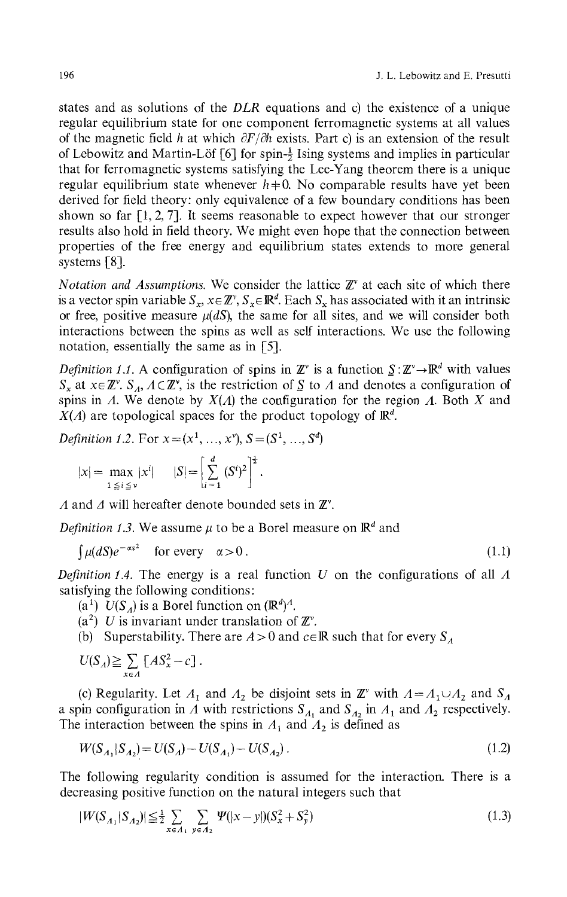states and as solutions of the *DLR* equations and c) the existence of a unique regular equilibrium state for one component ferromagnetic systems at all values of the magnetic field $h$ at which $\partial F/\partial h$ exists. Part c) is an extension of the result of Lebowitz and Martin-Löf [6] for spin-$\frac{1}{2}$ Ising systems and implies in particular that for ferromagnetic systems satisfying the Lee-Yang theorem there is a unique regular equilibrium state whenever $h \neq 0$. No comparable results have yet been derived for field theory: only equivalence of a few boundary conditions has been shown so far [1, 2, 7]. It seems reasonable to expect however that our stronger results also hold in field theory. We might even hope that the connection between properties of the free energy and equilibrium states extends to more general systems [8].

*Notation and Assumptions.* We consider the lattice $\mathbb{Z}^\nu$ at each site of which there is a vector spin variable $S_x$, $x \in \mathbb{Z}^\nu$, $S_x \in \mathbb{R}^d$. Each $S_x$ has associated with it an intrinsic or free, positive measure $\mu(dS)$, the same for all sites, and we will consider both interactions between the spins as well as self interactions. We use the following notation, essentially the same as in [5].

*Definition 1.1.* A configuration of spins in $\mathbb{Z}^\nu$ is a function $\underline{S}: \mathbb{Z}^\nu \to \mathbb{R}^d$ with values $S_x$ at $x \in \mathbb{Z}^\nu$. $S_\Lambda$, $\Lambda \subset \mathbb{Z}^\nu$, is the restriction of $\underline{S}$ to $\Lambda$ and denotes a configuration of spins in $\Lambda$. We denote by $X(\Lambda)$ the configuration for the region $\Lambda$. Both $X$ and $X(\Lambda)$ are topological spaces for the product topology of $\mathbb{R}^d$.

*Definition 1.2.* For $x = (x^1, \ldots, x^\nu)$, $S = (S^1, \ldots, S^d)$

$$|x| = \max_{1 \leq i \leq \nu} |x^i| \qquad |S| = \left[ \sum_{i=1}^{d} (S^i)^2 \right]^{\frac{1}{2}}.$$

$\Lambda$ and $\Delta$ will hereafter denote bounded sets in $\mathbb{Z}^\nu$.

*Definition 1.3.* We assume $\mu$ to be a Borel measure on $\mathbb{R}^d$ and

$$\int \mu(dS) e^{-\alpha s^2} \quad \text{for every} \quad \alpha > 0. \tag{1.1}$$

*Definition 1.4.* The energy is a real function $U$ on the configurations of all $\Lambda$ satisfying the following conditions:

($a^1$) $U(S_\Lambda)$ is a Borel function on $(\mathbb{R}^d)^\Lambda$.

($a^2$) $U$ is invariant under translation of $\mathbb{Z}^\nu$.

(b) Superstability. There are $A > 0$ and $c \in \mathbb{R}$ such that for every $S_\Lambda$

$$U(S_\Lambda) \geq \sum_{x \in \Lambda} [A S_x^2 - c].$$

(c) Regularity. Let $\Lambda_1$ and $\Lambda_2$ be disjoint sets in $\mathbb{Z}^\nu$ with $\Lambda = \Lambda_1 \cup \Lambda_2$ and $S_\Lambda$ a spin configuration in $\Lambda$ with restrictions $S_{\Lambda_1}$ and $S_{\Lambda_2}$ in $\Lambda_1$ and $\Lambda_2$ respectively. The interaction between the spins in $\Lambda_1$ and $\Lambda_2$ is defined as

$$W(S_{\Lambda_1} | S_{\Lambda_2}) = U(S_\Lambda) - U(S_{\Lambda_1}) - U(S_{\Lambda_2}). \tag{1.2}$$

The following regularity condition is assumed for the interaction. There is a decreasing positive function on the natural integers such that

$$|W(S_{\Lambda_1} | S_{\Lambda_2})| \leq \tfrac{1}{2} \sum_{x \in \Lambda_1} \sum_{y \in \Lambda_2} \Psi(|x-y|)(S_x^2 + S_y^2) \tag{1.3}$$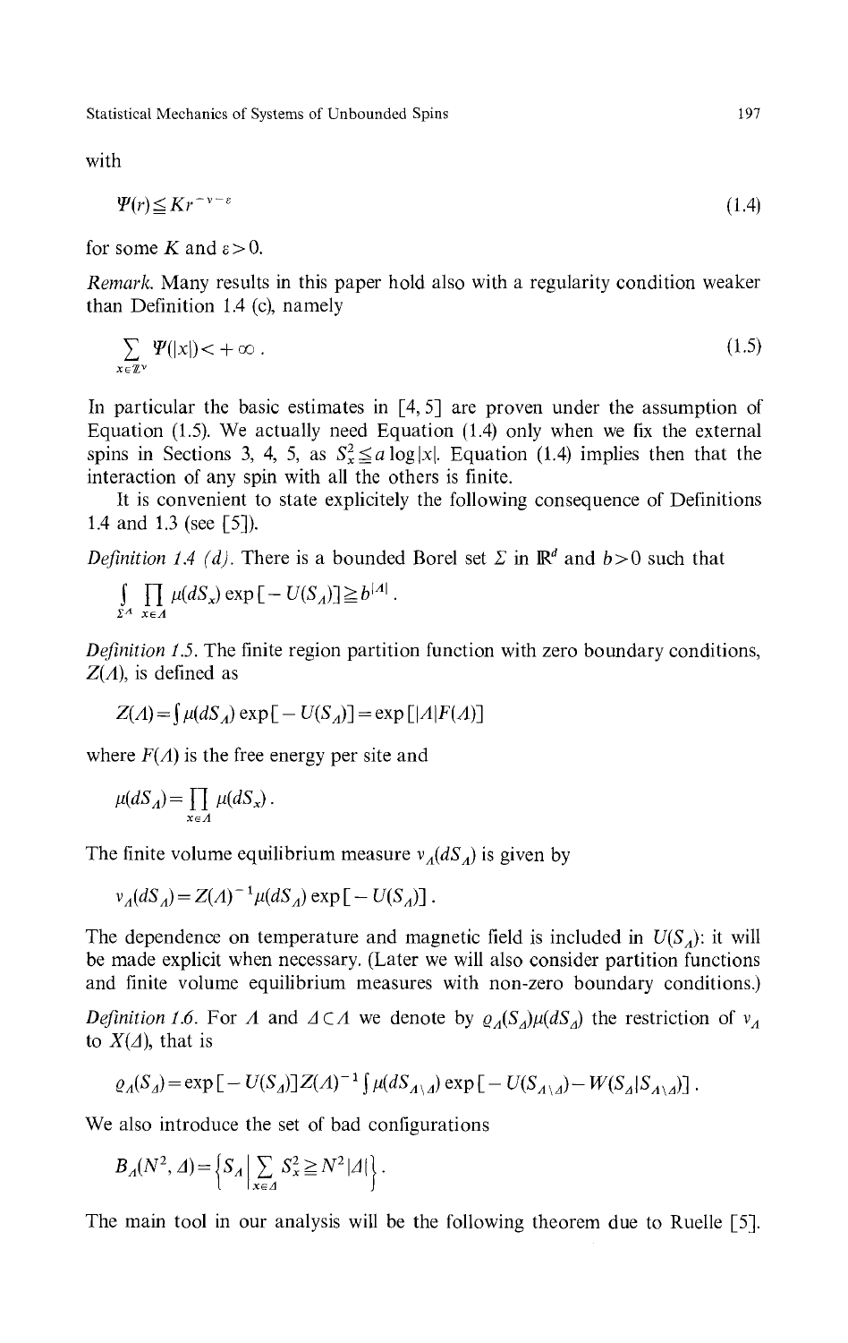with

$$\Psi(r) \leqq K r^{-\nu-\varepsilon} \tag{1.4}$$

for some $K$ and $\varepsilon > 0$.

*Remark.* Many results in this paper hold also with a regularity condition weaker than Definition 1.4 (c), namely

$$\sum_{x \in \mathbb{Z}^\nu} \Psi(|x|) < +\infty . \tag{1.5}$$

In particular the basic estimates in [4, 5] are proven under the assumption of Equation (1.5). We actually need Equation (1.4) only when we fix the external spins in Sections 3, 4, 5, as $S_x^2 \leqq a \log |x|$. Equation (1.4) implies then that the interaction of any spin with all the others is finite.

It is convenient to state explicitly the following consequence of Definitions 1.4 and 1.3 (see [5]).

*Definition 1.4 (d).* There is a bounded Borel set $\Sigma$ in $\mathbb{R}^d$ and $b > 0$ such that

$$\int_{\Sigma^\Lambda} \prod_{x \in \Lambda} \mu(dS_x) \exp[-U(S_\Lambda)] \geqq b^{|\Lambda|} .$$

*Definition 1.5.* The finite region partition function with zero boundary conditions, $Z(\Lambda)$, is defined as

$$Z(\Lambda) = \int \mu(dS_\Lambda) \exp[-U(S_\Lambda)] = \exp[|\Lambda| F(\Lambda)]$$

where $F(\Lambda)$ is the free energy per site and

$$\mu(dS_\Lambda) = \prod_{x \in \Lambda} \mu(dS_x) .$$

The finite volume equilibrium measure $\nu_\Lambda(dS_\Lambda)$ is given by

$$\nu_\Lambda(dS_\Lambda) = Z(\Lambda)^{-1} \mu(dS_\Lambda) \exp[-U(S_\Lambda)] .$$

The dependence on temperature and magnetic field is included in $U(S_\Lambda)$: it will be made explicit when necessary. (Later we will also consider partition functions and finite volume equilibrium measures with non-zero boundary conditions.)

*Definition 1.6.* For $\Lambda$ and $\Delta \subset \Lambda$ we denote by $\varrho_\Lambda(S_\Delta)\mu(dS_\Delta)$ the restriction of $\nu_\Lambda$ to $X(\Delta)$, that is

$$\varrho_\Lambda(S_\Delta) = \exp[-U(S_\Delta)] Z(\Lambda)^{-1} \int \mu(dS_{\Lambda \setminus \Delta}) \exp[-U(S_{\Lambda \setminus \Delta}) - W(S_\Delta | S_{\Lambda \setminus \Delta})] .$$

We also introduce the set of bad configurations

$$B_\Delta(N^2, \Delta) = \left\{ S_\Delta \,\middle|\, \sum_{x \in \Delta} S_x^2 \geqq N^2 |\Delta| \right\} .$$

The main tool in our analysis will be the following theorem due to Ruelle [5].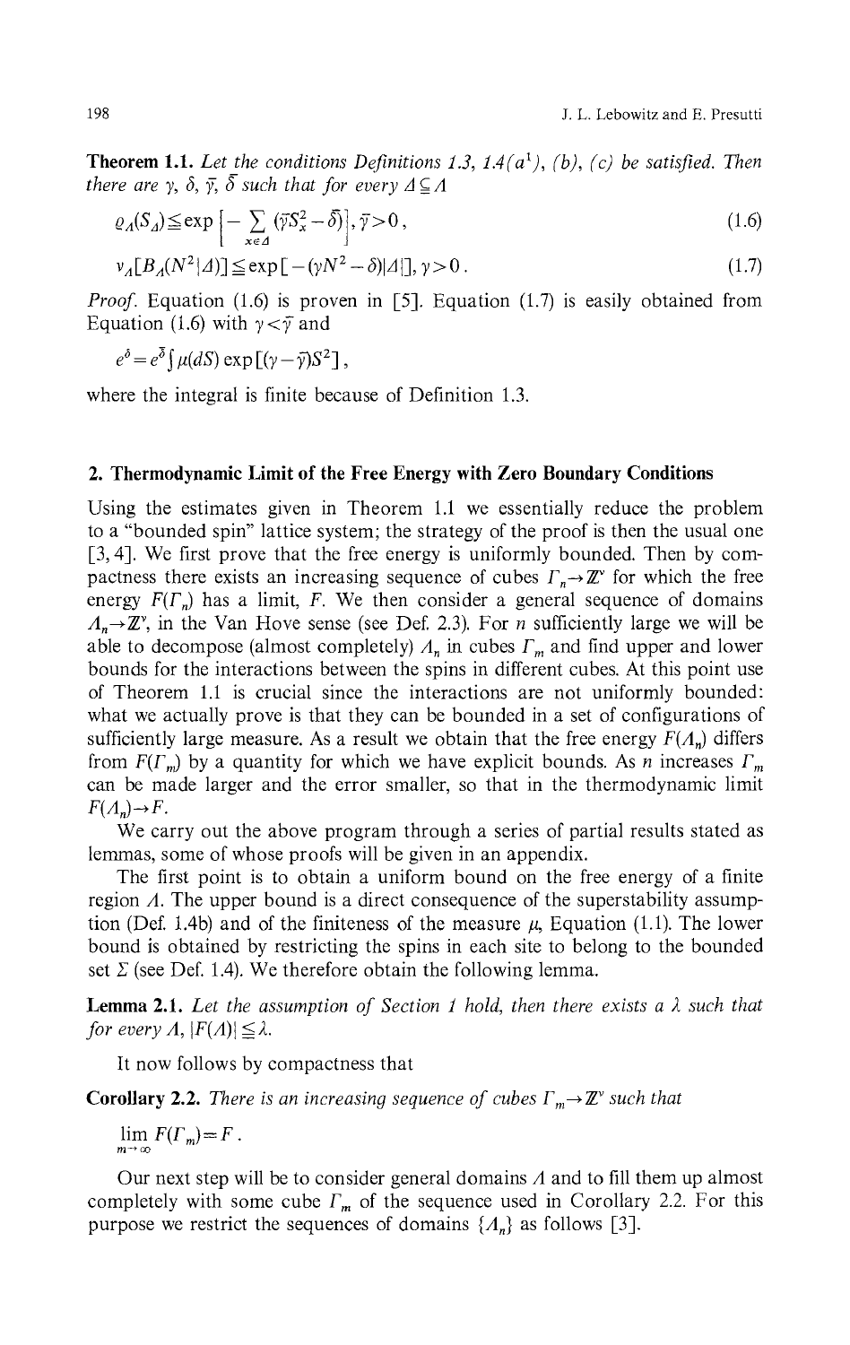**Theorem 1.1.** *Let the conditions Definitions 1.3, 1.4(a*[1]*), (b), (c) be satisfied. Then there are* $\gamma$, $\delta$, $\bar{\gamma}$, $\bar{\delta}$ *such that for every* $\Delta \subseteq \Lambda$

$$\varrho_\Lambda(S_\Delta) \leqq \exp\left[-\sum_{x\in\Delta}(\bar{\gamma}S_x^2 - \bar{\delta})\right], \bar{\gamma} > 0\,, \tag{1.6}$$

$$v_\Lambda[B_\Delta(N^2|\Delta)] \leqq \exp[-(\gamma N^2 - \delta)|\Delta|], \gamma > 0\,. \tag{1.7}$$

*Proof.* Equation (1.6) is proven in [5]. Equation (1.7) is easily obtained from Equation (1.6) with $\gamma < \bar{\gamma}$ and

$$e^{\delta} = e^{\bar{\delta}} \int \mu(dS) \exp[(\gamma - \bar{\gamma})S^2]\,,$$

where the integral is finite because of Definition 1.3.

## 2. Thermodynamic Limit of the Free Energy with Zero Boundary Conditions

Using the estimates given in Theorem 1.1 we essentially reduce the problem to a "bounded spin" lattice system; the strategy of the proof is then the usual one [3, 4]. We first prove that the free energy is uniformly bounded. Then by compactness there exists an increasing sequence of cubes $\Gamma_n \to \mathbb{Z}^\nu$ for which the free energy $F(\Gamma_n)$ has a limit, $F$. We then consider a general sequence of domains $\Lambda_n \to \mathbb{Z}^\nu$, in the Van Hove sense (see Def. 2.3). For $n$ sufficiently large we will be able to decompose (almost completely) $\Lambda_n$ in cubes $\Gamma_m$ and find upper and lower bounds for the interactions between the spins in different cubes. At this point use of Theorem 1.1 is crucial since the interactions are not uniformly bounded: what we actually prove is that they can be bounded in a set of configurations of sufficiently large measure. As a result we obtain that the free energy $F(\Lambda_n)$ differs from $F(\Gamma_m)$ by a quantity for which we have explicit bounds. As $n$ increases $\Gamma_m$ can be made larger and the error smaller, so that in the thermodynamic limit $F(\Lambda_n) \to F$.

We carry out the above program through a series of partial results stated as lemmas, some of whose proofs will be given in an appendix.

The first point is to obtain a uniform bound on the free energy of a finite region $\Lambda$. The upper bound is a direct consequence of the superstability assumption (Def. 1.4b) and of the finiteness of the measure $\mu$, Equation (1.1). The lower bound is obtained by restricting the spins in each site to belong to the bounded set $\Sigma$ (see Def. 1.4). We therefore obtain the following lemma.

**Lemma 2.1.** *Let the assumption of Section 1 hold, then there exists a* $\lambda$ *such that for every* $\Lambda$, $|F(\Lambda)| \leqq \lambda$.

It now follows by compactness that

**Corollary 2.2.** *There is an increasing sequence of cubes* $\Gamma_m \to \mathbb{Z}^\nu$ *such that*

$$\lim_{m\to\infty} F(\Gamma_m) = F\,.$$

Our next step will be to consider general domains $\Lambda$ and to fill them up almost completely with some cube $\Gamma_m$ of the sequence used in Corollary 2.2. For this purpose we restrict the sequences of domains $\{\Lambda_n\}$ as follows [3].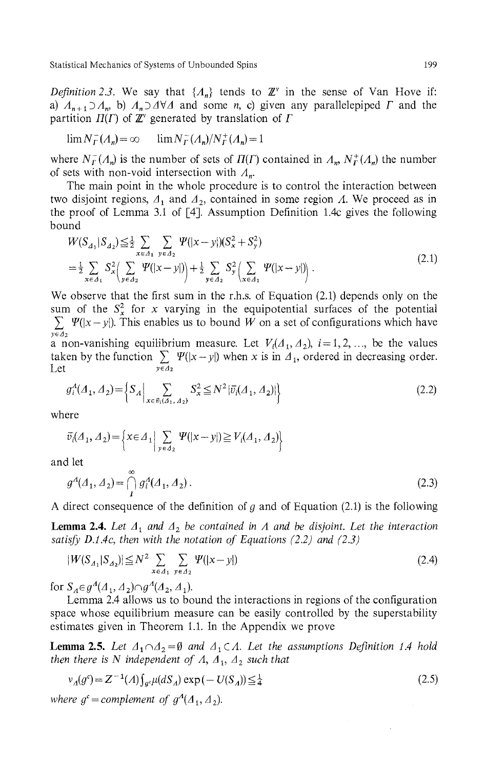*Definition 2.3.* We say that $\{\Lambda_n\}$ tends to $\mathbb{Z}^\nu$ in the sense of Van Hove if: a) $\Lambda_{n+1} \supset \Lambda_n$, b) $\Lambda_n \supset \Lambda \forall \Lambda$ and some $n$, c) given any parallelepiped $\Gamma$ and the partition $\Pi(\Gamma)$ of $\mathbb{Z}^\nu$ generated by translation of $\Gamma$

$$\lim N_\Gamma^-(\Lambda_n) = \infty \qquad \lim N_\Gamma^-(\Lambda_n)/N_\Gamma^+(\Lambda_n) = 1$$

where $N_\Gamma^-(\Lambda_n)$ is the number of sets of $\Pi(\Gamma)$ contained in $\Lambda_n$, $N_\Gamma^+(\Lambda_n)$ the number of sets with non-void intersection with $\Lambda_n$.

The main point in the whole procedure is to control the interaction between two disjoint regions, $\Delta_1$ and $\Delta_2$, contained in some region $\Lambda$. We proceed as in the proof of Lemma 3.1 of [4]. Assumption Definition 1.4c gives the following bound

$$\begin{aligned} W(S_{\Delta_1}|S_{\Delta_2}) &\leq \tfrac{1}{2} \sum_{x \in \Delta_1} \sum_{y \in \Delta_2} \Psi(|x-y|)(S_x^2 + S_y^2) \\ &= \tfrac{1}{2} \sum_{x \in \Delta_1} S_x^2 \Big( \sum_{y \in \Delta_2} \Psi(|x-y|) \Big) + \tfrac{1}{2} \sum_{y \in \Delta_2} S_y^2 \Big( \sum_{x \in \Delta_1} \Psi(|x-y|) \Big). \end{aligned} \tag{2.1}$$

We observe that the first sum in the r.h.s. of Equation (2.1) depends only on the sum of the $S_x^2$ for $x$ varying in the equipotential surfaces of the potential $\sum_{y \in \Delta_2} \Psi(|x-y|)$. This enables us to bound $W$ on a set of configurations which have a non-vanishing equilibrium measure. Let $V_i(\Delta_1, \Delta_2)$, $i = 1, 2, \ldots$, be the values taken by the function $\sum_{y \in \Delta_2} \Psi(|x-y|)$ when $x$ is in $\Delta_1$, ordered in decreasing order. Let

$$g_i^\Lambda(\Delta_1, \Delta_2) = \Big\{ S_\Lambda \Big| \sum_{x \in \bar{v}_i(\Delta_1, \Delta_2)} S_x^2 \leq N^2 |\bar{v}_i(\Delta_1, \Delta_2)| \Big\} \tag{2.2}$$

where

$$\bar{v}_i(\Delta_1, \Delta_2) = \Big\{ x \in \Delta_1 \Big| \sum_{y \in \Delta_2} \Psi(|x-y|) \geq V_i(\Delta_1, \Delta_2) \Big\}$$

and let

$$g^\Lambda(\Delta_1, \Delta_2) = \bigcap_{1}^{\infty} g_i^\Lambda(\Delta_1, \Delta_2). \tag{2.3}$$

A direct consequence of the definition of $g$ and of Equation (2.1) is the following

**Lemma 2.4.** *Let $\Delta_1$ and $\Delta_2$ be contained in $\Lambda$ and be disjoint. Let the interaction satisfy D.1.4c, then with the notation of Equations (2.2) and (2.3)*

$$|W(S_{\Delta_1}|S_{\Delta_2})| \leq N^2 \sum_{x \in \Delta_1} \sum_{y \in \Delta_2} \Psi(|x-y|) \tag{2.4}$$

*for $S_\Lambda \in g^\Lambda(\Delta_1, \Delta_2) \cap g^\Lambda(\Delta_2, \Delta_1)$.*

Lemma 2.4 allows us to bound the interactions in regions of the configuration space whose equilibrium measure can be easily controlled by the superstability estimates given in Theorem 1.1. In the Appendix we prove

**Lemma 2.5.** *Let $\Delta_1 \cap \Delta_2 = \emptyset$ and $\Delta_1 \subset \Lambda$. Let the assumptions Definition 1.4 hold then there is $N$ independent of $\Lambda$, $\Delta_1$, $\Delta_2$ such that*

$$\nu_\Lambda(g^c) = Z^{-1}(\Lambda) \int_{g^c} \mu(dS_\Lambda) \exp(-U(S_\Lambda)) \leq \tfrac{1}{4} \tag{2.5}$$

*where $g^c$ = complement of $g^\Lambda(\Delta_1, \Delta_2)$.*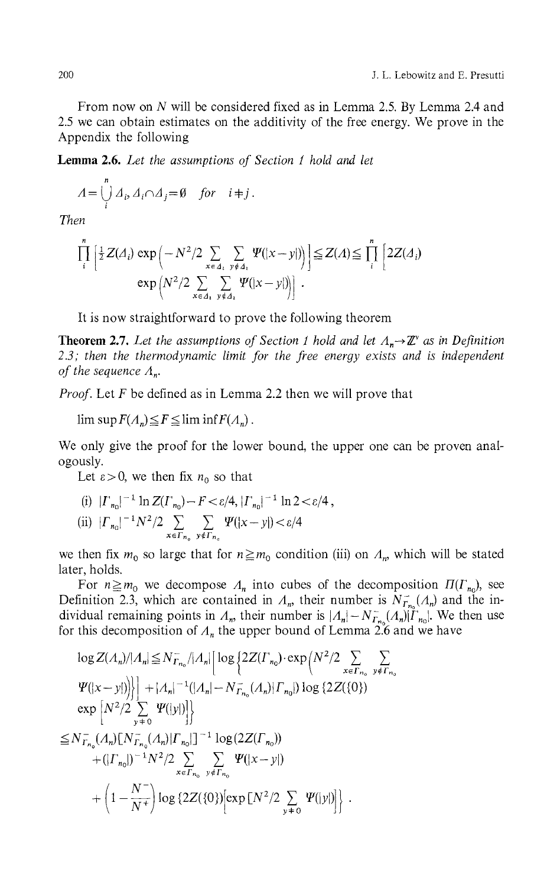From now on $N$ will be considered fixed as in Lemma 2.5. By Lemma 2.4 and 2.5 we can obtain estimates on the additivity of the free energy. We prove in the Appendix the following

**Lemma 2.6.** *Let the assumptions of Section 1 hold and let*

$$\Lambda = \bigcup_i^n \Delta_i, \Delta_i \cap \Delta_j = \emptyset \quad \text{for} \quad i \neq j .$$

*Then*

$$\prod_i^n \left[ \tfrac{1}{2} Z(\Delta_i) \exp\left( -N^2/2 \sum_{x \in \Delta_i} \sum_{y \notin \Delta_i} \Psi(|x-y|) \right) \right] \leq Z(\Lambda) \leq \prod_i^n \left[ 2Z(\Delta_i) \exp\left( N^2/2 \sum_{x \in \Delta_i} \sum_{y \notin \Delta_i} \Psi(|x-y|) \right) \right] .$$

It is now straightforward to prove the following theorem

**Theorem 2.7.** *Let the assumptions of Section 1 hold and let $\Lambda_n \to \mathbb{Z}^\nu$ as in Definition 2.3; then the thermodynamic limit for the free energy exists and is independent of the sequence $\Lambda_n$.*

*Proof.* Let $F$ be defined as in Lemma 2.2 then we will prove that

$$\limsup F(\Lambda_n) \leq F \leq \liminf F(\Lambda_n) .$$

We only give the proof for the lower bound, the upper one can be proven analogously.

Let $\varepsilon > 0$, we then fix $n_0$ so that

(i) $|\Gamma_{n_0}|^{-1} \ln Z(\Gamma_{n_0}) - F < \varepsilon/4, |\Gamma_{n_0}|^{-1} \ln 2 < \varepsilon/4$,

(ii) $|\Gamma_{n_0}|^{-1} N^2/2 \sum_{x \in \Gamma_{n_0}} \sum_{y \notin \Gamma_{n_0}} \Psi(|x-y|) < \varepsilon/4$

we then fix $m_0$ so large that for $n \geq m_0$ condition (iii) on $\Lambda_n$, which will be stated later, holds.

For $n \geq m_0$ we decompose $\Lambda_n$ into cubes of the decomposition $\Pi(\Gamma_{n_0})$, see Definition 2.3, which are contained in $\Lambda_n$, their number is $N^-_{\Gamma_{n_0}}(\Lambda_n)$ and the individual remaining points in $\Lambda_n$, their number is $|\Lambda_n| - N^-_{\Gamma_{n_0}}(\Lambda_n)|\Gamma_{n_0}|$. We then use for this decomposition of $\Lambda_n$ the upper bound of Lemma 2.6 and we have

$$\begin{aligned}
\log Z(\Lambda_n)/|\Lambda_n| &\leq N^-_{\Gamma_{n_0}}/|\Lambda_n| \left[ \log \left\{ 2Z(\Gamma_{n_0}) \cdot \exp\left( N^2/2 \sum_{x \in \Gamma_{n_0}} \sum_{y \notin \Gamma_{n_0}} \Psi(|x-y|) \right) \right\} \right] + |\Lambda_n|^{-1}(|\Lambda_n| - N^-_{\Gamma_{n_0}}(\Lambda_n)|\Gamma_{n_0}|) \log \{2Z(\{0\}) \\
&\quad \exp \left[ N^2/2 \sum_{y \neq 0} \Psi(|y|) \right] \Big\} \\
&\leq N^-_{\Gamma_{n_0}}(\Lambda_n)[N^-_{\Gamma_{n_0}}(\Lambda_n)|\Gamma_{n_0}|]^{-1} \log(2Z(\Gamma_{n_0})) \\
&\quad + (|\Gamma_{n_0}|)^{-1} N^2/2 \sum_{x \in \Gamma_{n_0}} \sum_{y \notin \Gamma_{n_0}} \Psi(|x-y|) \\
&\quad + \left( 1 - \frac{N^-}{N^+} \right) \log \{2Z(\{0\}) \left[ \exp \left[ N^2/2 \sum_{y \neq 0} \Psi(|y|) \right] \right] \} .
\end{aligned}$$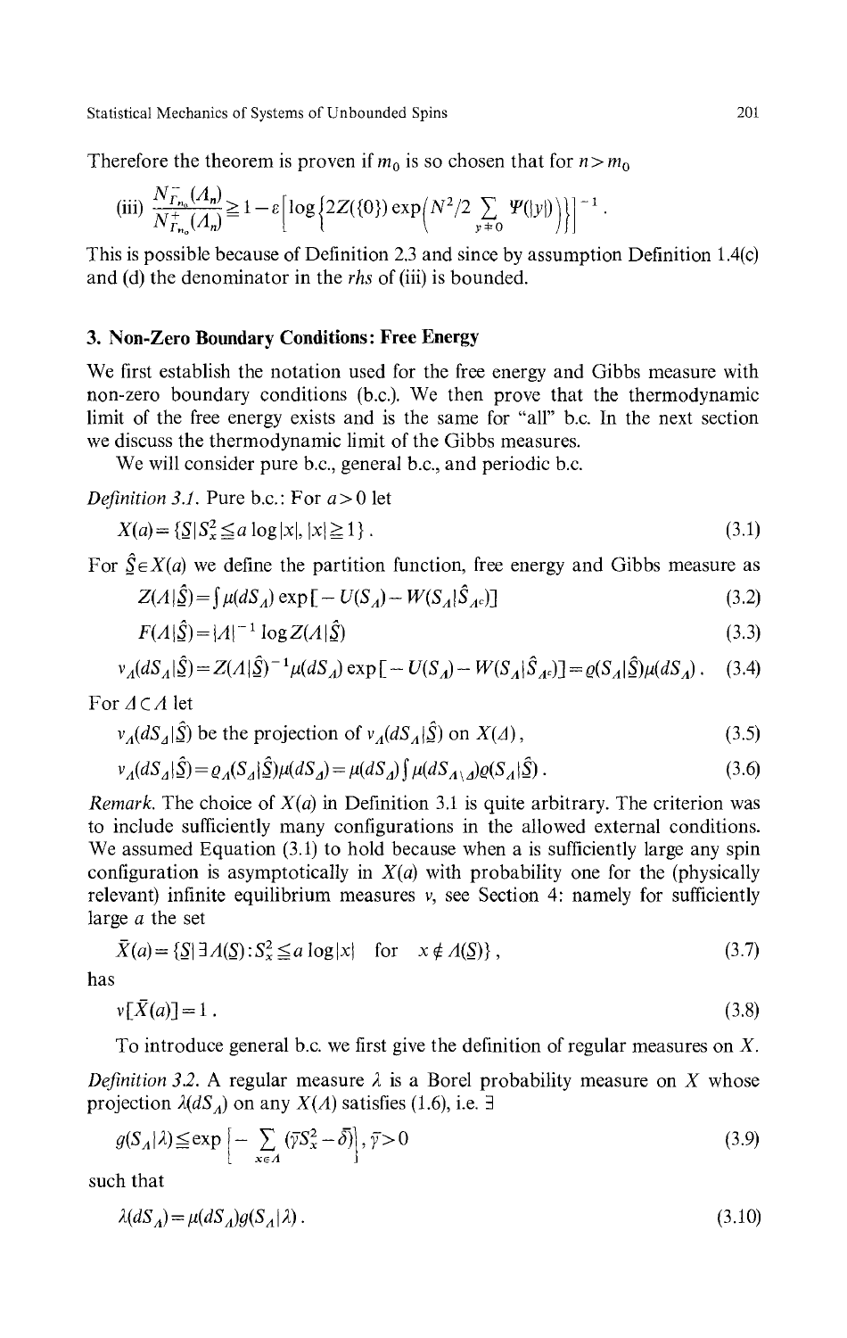Therefore the theorem is proven if $m_0$ is so chosen that for $n > m_0$

$$\text{(iii)} \quad \frac{N^{-}_{\Gamma_{n_0}}(\Lambda_n)}{N^{+}_{\Gamma_{n_0}}(\Lambda_n)} \geq 1 - \varepsilon \left[ \log \left\{ 2Z(\{0\}) \exp\left( N^2/2 \sum_{y \neq 0} \Psi(|y|) \right) \right\} \right]^{-1}.$$

This is possible because of Definition 2.3 and since by assumption Definition 1.4(c) and (d) the denominator in the *rhs* of (iii) is bounded.

## 3. Non-Zero Boundary Conditions: Free Energy

We first establish the notation used for the free energy and Gibbs measure with non-zero boundary conditions (b.c.). We then prove that the thermodynamic limit of the free energy exists and is the same for "all" b.c. In the next section we discuss the thermodynamic limit of the Gibbs measures.

We will consider pure b.c., general b.c., and periodic b.c.

*Definition 3.1.* Pure b.c.: For $a > 0$ let

$$X(a) = \{ \underline{S} \,|\, S_x^2 \leq a \log|x|, \; |x| \geq 1 \}. \tag{3.1}$$

For $\hat{\underline{S}} \in X(a)$ we define the partition function, free energy and Gibbs measure as

$$Z(\Lambda|\hat{\underline{S}}) = \int \mu(dS_\Lambda) \exp[-U(S_\Lambda) - W(S_\Lambda|\hat{S}_{\Lambda^c})] \tag{3.2}$$

$$F(\Lambda|\hat{\underline{S}}) = |\Lambda|^{-1} \log Z(\Lambda|\hat{\underline{S}}) \tag{3.3}$$

$$\nu_\Lambda(dS_\Lambda|\hat{\underline{S}}) = Z(\Lambda|\hat{\underline{S}})^{-1} \mu(dS_\Lambda) \exp[-U(S_\Lambda) - W(S_\Lambda|\hat{S}_{\Lambda^c})] = \varrho(S_\Lambda|\hat{\underline{S}}) \mu(dS_\Lambda). \tag{3.4}$$

For $\Delta \subset \Lambda$ let

$$\nu_\Lambda(dS_\Delta|\hat{\underline{S}}) \text{ be the projection of } \nu_\Lambda(dS_\Lambda|\hat{\underline{S}}) \text{ on } X(\Delta), \tag{3.5}$$

$$\nu_\Lambda(dS_\Delta|\hat{\underline{S}}) = \varrho_\Lambda(S_\Delta|\hat{\underline{S}}) \mu(dS_\Delta) = \mu(dS_\Delta) \int \mu(dS_{\Lambda \setminus \Delta}) \varrho(S_\Lambda|\hat{\underline{S}}). \tag{3.6}$$

*Remark.* The choice of $X(a)$ in Definition 3.1 is quite arbitrary. The criterion was to include sufficiently many configurations in the allowed external conditions. We assumed Equation (3.1) to hold because when a is sufficiently large any spin configuration is asymptotically in $X(a)$ with probability one for the (physically relevant) infinite equilibrium measures $\nu$, see Section 4: namely for sufficiently large $a$ the set

$$\bar{X}(a) = \{ \underline{S} \,|\, \exists \Lambda(\underline{S}) : S_x^2 \leq a \log|x| \quad \text{for} \quad x \notin \Lambda(\underline{S}) \}, \tag{3.7}$$

has

$$\nu[\bar{X}(a)] = 1. \tag{3.8}$$

To introduce general b.c. we first give the definition of regular measures on $X$.

*Definition 3.2.* A regular measure $\lambda$ is a Borel probability measure on $X$ whose projection $\lambda(dS_\Lambda)$ on any $X(\Lambda)$ satisfies (1.6), i.e. $\exists$

$$g(S_\Lambda|\lambda) \leq \exp\left[ -\sum_{x \in \Lambda} (\bar{\gamma} S_x^2 - \bar{\delta}) \right], \; \bar{\gamma} > 0 \tag{3.9}$$

such that

$$\lambda(dS_\Lambda) = \mu(dS_\Lambda) g(S_\Lambda|\lambda). \tag{3.10}$$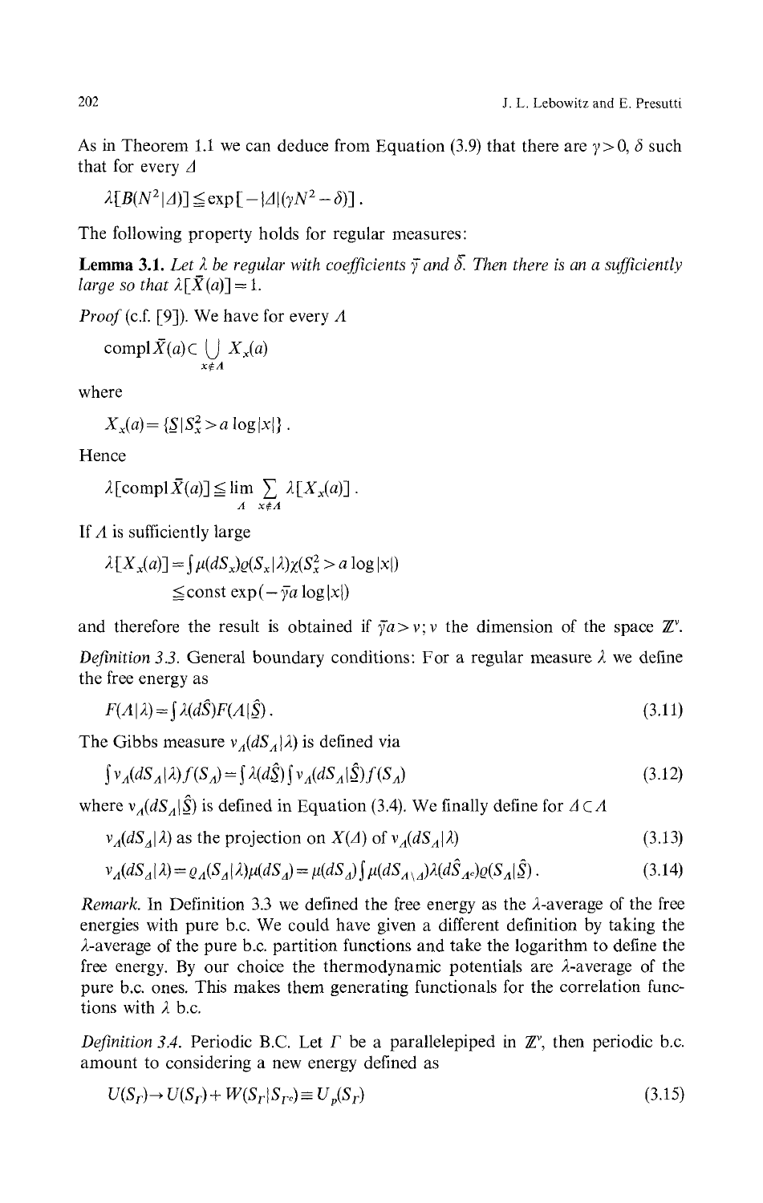As in Theorem 1.1 we can deduce from Equation (3.9) that there are $\gamma > 0$, $\delta$ such that for every $\Delta$

$$\lambda[B(N^2|\Delta)] \leqq \exp[-|\Delta|(\gamma N^2 - \delta)].$$

The following property holds for regular measures:

**Lemma 3.1.** *Let $\lambda$ be regular with coefficients $\bar{\gamma}$ and $\bar{\delta}$. Then there is an $a$ sufficiently large so that $\lambda[\bar{X}(a)] = 1$.*

*Proof* (c.f. [9]). We have for every $\Lambda$

$$\operatorname{compl} \bar{X}(a) \subset \bigcup_{x \notin \Lambda} X_x(a)$$

where

$$X_x(a) = \{\underline{S} \,|\, S_x^2 > a \log |x|\}.$$

Hence

$$\lambda[\operatorname{compl} \bar{X}(a)] \leqq \lim_{\Lambda} \sum_{x \notin \Lambda} \lambda[X_x(a)].$$

If $\Lambda$ is sufficiently large

$$\begin{aligned} \lambda[X_x(a)] &= \int \mu(dS_x) \varrho(S_x|\lambda) \chi(S_x^2 > a \log |x|) \\ &\leqq \text{const} \exp(-\bar{\gamma} a \log |x|) \end{aligned}$$

and therefore the result is obtained if $\bar{\gamma} a > v$; $v$ the dimension of the space $\mathbb{Z}^v$.

*Definition 3.3.* General boundary conditions: For a regular measure $\lambda$ we define the free energy as

$$F(\Lambda|\lambda) = \int \lambda(d\hat{S}) F(\Lambda|\hat{S}). \tag{3.11}$$

The Gibbs measure $v_\Lambda(dS_\Lambda|\lambda)$ is defined via

$$\int v_\Lambda(dS_\Lambda|\lambda) f(S_\Lambda) = \int \lambda(d\hat{\underline{S}}) \int v_\Lambda(dS_\Lambda|\hat{\underline{S}}) f(S_\Lambda) \tag{3.12}$$

where $v_\Lambda(dS_\Lambda|\hat{\underline{S}})$ is defined in Equation (3.4). We finally define for $\Delta \subset \Lambda$

$$v_\Delta(dS_\Delta|\lambda) \text{ as the projection on } X(\Delta) \text{ of } v_\Lambda(dS_\Lambda|\lambda) \tag{3.13}$$

$$v_\Delta(dS_\Delta|\lambda) = \varrho_\Delta(S_\Delta|\lambda)\mu(dS_\Delta) = \mu(dS_\Delta) \int \mu(dS_{\Lambda \setminus \Delta}) \lambda(d\hat{S}_{\Lambda^c}) \varrho(S_\Lambda|\hat{\underline{S}}). \tag{3.14}$$

*Remark.* In Definition 3.3 we defined the free energy as the $\lambda$-average of the free energies with pure b.c. We could have given a different definition by taking the $\lambda$-average of the pure b.c. partition functions and take the logarithm to define the free energy. By our choice the thermodynamic potentials are $\lambda$-average of the pure b.c. ones. This makes them generating functionals for the correlation functions with $\lambda$ b.c.

*Definition 3.4.* Periodic B.C. Let $\Gamma$ be a parallelepiped in $\mathbb{Z}^v$, then periodic b.c. amount to considering a new energy defined as

$$U(S_\Gamma) \to U(S_\Gamma) + W(S_\Gamma|S_{\Gamma^c}) \equiv U_p(S_\Gamma) \tag{3.15}$$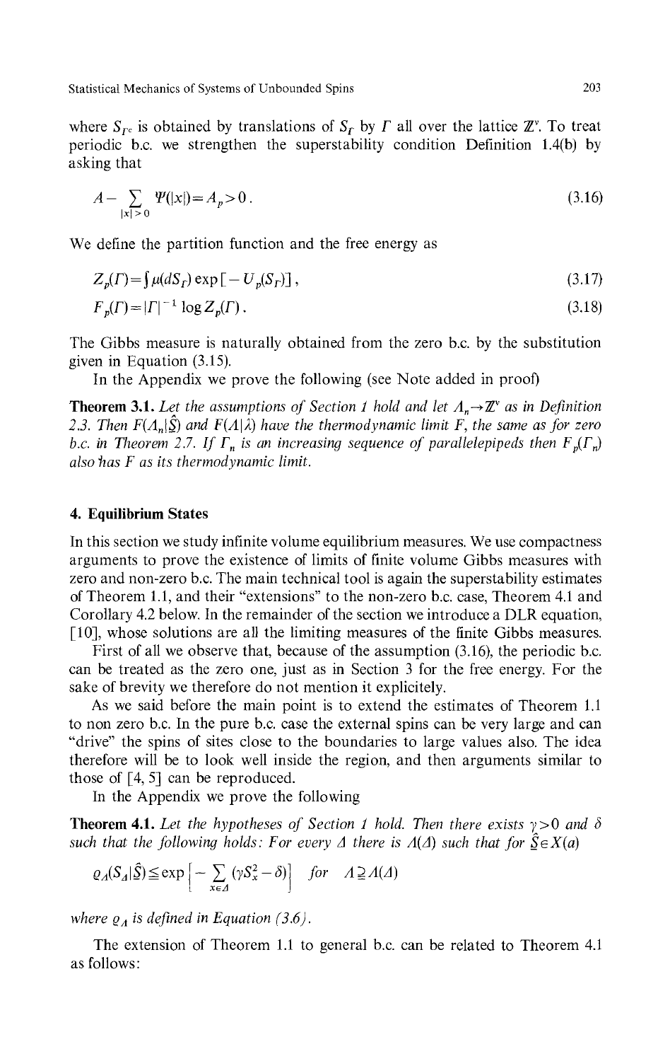where $S_{\Gamma^c}$ is obtained by translations of $S_\Gamma$ by $\Gamma$ all over the lattice $\mathbb{Z}^\nu$. To treat periodic b.c. we strengthen the superstability condition Definition 1.4(b) by asking that

$$A - \sum_{|x|>0} \Psi(|x|) = A_p > 0\,. \tag{3.16}$$

We define the partition function and the free energy as

$$Z_p(\Gamma) = \int \mu(dS_\Gamma) \exp[-U_p(S_\Gamma)]\,, \tag{3.17}$$

$$F_p(\Gamma) = |\Gamma|^{-1} \log Z_p(\Gamma)\,. \tag{3.18}$$

The Gibbs measure is naturally obtained from the zero b.c. by the substitution given in Equation (3.15).

In the Appendix we prove the following (see Note added in proof)

**Theorem 3.1.** *Let the assumptions of Section 1 hold and let $\Lambda_n \to \mathbb{Z}^\nu$ as in Definition 2.3. Then $F(\Lambda_n|\hat{S})$ and $F(\Lambda|\lambda)$ have the thermodynamic limit $F$, the same as for zero b.c. in Theorem 2.7. If $\Gamma_n$ is an increasing sequence of parallelepipeds then $F_p(\Gamma_n)$ also has $F$ as its thermodynamic limit.*

## 4. Equilibrium States

In this section we study infinite volume equilibrium measures. We use compactness arguments to prove the existence of limits of finite volume Gibbs measures with zero and non-zero b.c. The main technical tool is again the superstability estimates of Theorem 1.1, and their "extensions" to the non-zero b.c. case, Theorem 4.1 and Corollary 4.2 below. In the remainder of the section we introduce a DLR equation, [10], whose solutions are all the limiting measures of the finite Gibbs measures.

First of all we observe that, because of the assumption (3.16), the periodic b.c. can be treated as the zero one, just as in Section 3 for the free energy. For the sake of brevity we therefore do not mention it explicitely.

As we said before the main point is to extend the estimates of Theorem 1.1 to non zero b.c. In the pure b.c. case the external spins can be very large and can "drive" the spins of sites close to the boundaries to large values also. The idea therefore will be to look well inside the region, and then arguments similar to those of [4, 5] can be reproduced.

In the Appendix we prove the following

**Theorem 4.1.** *Let the hypotheses of Section 1 hold. Then there exists $\gamma > 0$ and $\delta$ such that the following holds: For every $\Delta$ there is $\Lambda(\Delta)$ such that for $\hat{S} \in X(a)$*

$$\varrho_\Lambda(S_\Delta|\hat{S}) \leqq \exp\left[-\sum_{x\in\Delta}(\gamma S_x^2 - \delta)\right] \quad \textit{for} \quad \Lambda \supseteq \Lambda(\Delta)$$

*where $\varrho_\Lambda$ is defined in Equation (3.6).*

The extension of Theorem 1.1 to general b.c. can be related to Theorem 4.1 as follows: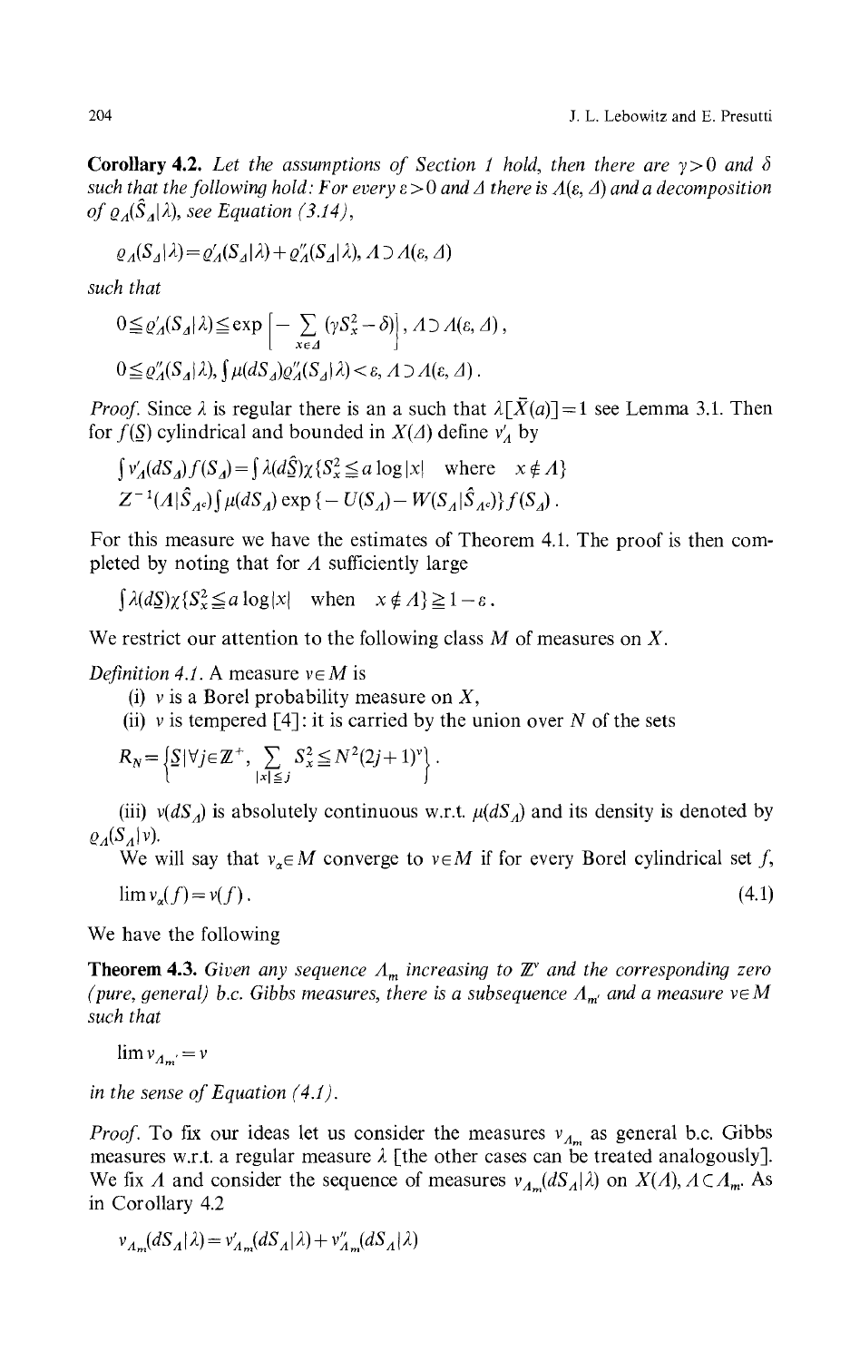**Corollary 4.2.** *Let the assumptions of Section 1 hold, then there are $\gamma > 0$ and $\delta$ such that the following hold: For every $\varepsilon > 0$ and $\Delta$ there is $\Lambda(\varepsilon, \Delta)$ and a decomposition of $\varrho_\Delta(\hat{S}_\Delta | \lambda)$, see Equation (3.14),*

$$\varrho_\Delta(S_\Delta | \lambda) = \varrho'_\Delta(S_\Delta | \lambda) + \varrho''_\Delta(S_\Delta | \lambda), \ \Lambda \supset \Lambda(\varepsilon, \Delta)$$

*such that*

$$0 \leq \varrho'_\Delta(S_\Delta | \lambda) \leq \exp\left[-\sum_{x \in \Delta} (\gamma S_x^2 - \delta)\right], \ \Lambda \supset \Lambda(\varepsilon, \Delta),$$

$$0 \leq \varrho''_\Delta(S_\Delta | \lambda), \ \int \mu(dS_\Delta) \varrho''_\Delta(S_\Delta | \lambda) < \varepsilon, \ \Lambda \supset \Lambda(\varepsilon, \Delta).$$

*Proof.* Since $\lambda$ is regular there is an a such that $\lambda[\bar{X}(a)] = 1$ see Lemma 3.1. Then for $f(\underline{S})$ cylindrical and bounded in $X(\Delta)$ define $v'_\Delta$ by

$$\int v'_\Delta(dS_\Delta) f(S_\Delta) = \int \lambda(d\hat{S}) \chi\{S_x^2 \leq a \log|x| \quad \text{where} \quad x \notin \Lambda\}$$

$$Z^{-1}(\Lambda | \hat{S}_{\Lambda^c}) \int \mu(dS_\Lambda) \exp\{-U(S_\Lambda) - W(S_\Lambda | \hat{S}_{\Lambda^c})\} f(S_\Delta).$$

For this measure we have the estimates of Theorem 4.1. The proof is then completed by noting that for $\Lambda$ sufficiently large

$$\int \lambda(d\underline{S}) \chi\{S_x^2 \leq a \log|x| \quad \text{when} \quad x \notin \Lambda\} \geq 1 - \varepsilon.$$

We restrict our attention to the following class $M$ of measures on $X$.

*Definition 4.1.* A measure $v \in M$ is

(i) $v$ is a Borel probability measure on $X$,

(ii) $v$ is tempered [4]: it is carried by the union over $N$ of the sets

$$R_N = \left\{\underline{S} \,|\, \forall j \in \mathbb{Z}^+, \sum_{|x| \leq j} S_x^2 \leq N^2 (2j+1)^v\right\}.$$

(iii) $v(dS_\Delta)$ is absolutely continuous w.r.t. $\mu(dS_\Delta)$ and its density is denoted by $\varrho_\Delta(S_\Delta | v)$.

We will say that $v_\alpha \in M$ converge to $v \in M$ if for every Borel cylindrical set $f$,

$$\lim v_\alpha(f) = v(f). \tag{4.1}$$

We have the following

**Theorem 4.3.** *Given any sequence $\Lambda_m$ increasing to $\mathbb{Z}^v$ and the corresponding zero (pure, general) b.c. Gibbs measures, there is a subsequence $\Lambda_{m'}$ and a measure $v \in M$ such that*

$$\lim v_{\Lambda_{m'}} = v$$

*in the sense of Equation (4.1).*

*Proof.* To fix our ideas let us consider the measures $v_{\Lambda_m}$ as general b.c. Gibbs measures w.r.t. a regular measure $\lambda$ [the other cases can be treated analogously]. We fix $\Delta$ and consider the sequence of measures $v_{\Lambda_m}(dS_\Delta | \lambda)$ on $X(\Delta)$, $\Delta \subset \Lambda_m$. As in Corollary 4.2

$$v_{\Lambda_m}(dS_\Delta | \lambda) = v'_{\Lambda_m}(dS_\Delta | \lambda) + v''_{\Lambda_m}(dS_\Delta | \lambda)$$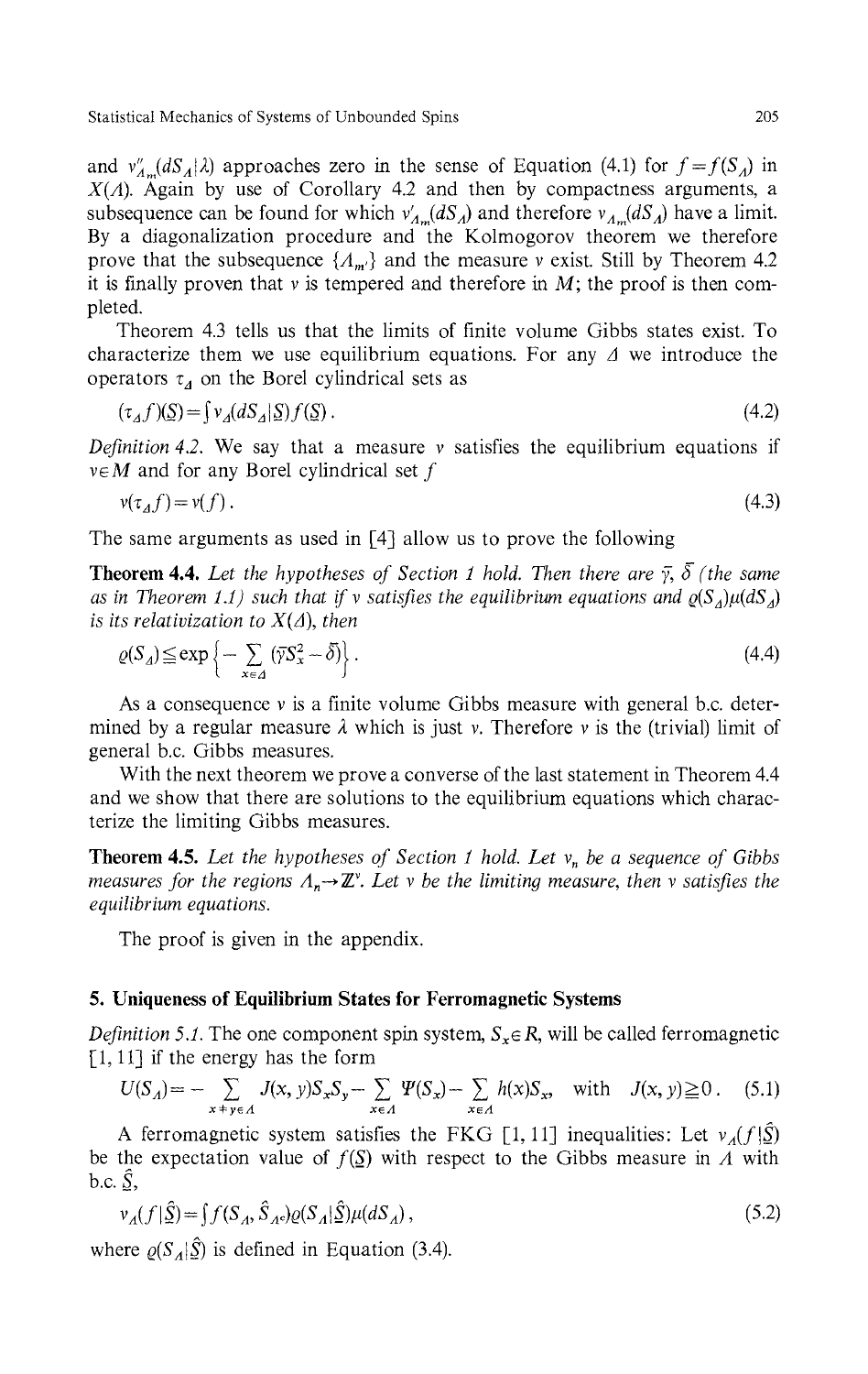and $\nu''_{\Lambda_m}(dS_\Lambda|\lambda)$ approaches zero in the sense of Equation (4.1) for $f=f(S_\Lambda)$ in $X(\Lambda)$. Again by use of Corollary 4.2 and then by compactness arguments, a subsequence can be found for which $\nu'_{\Lambda_m}(dS_\Lambda)$ and therefore $\nu_{\Lambda_m}(dS_\Lambda)$ have a limit. By a diagonalization procedure and the Kolmogorov theorem we therefore prove that the subsequence $\{\Lambda_{m'}\}$ and the measure $\nu$ exist. Still by Theorem 4.2 it is finally proven that $\nu$ is tempered and therefore in $M$; the proof is then completed.

Theorem 4.3 tells us that the limits of finite volume Gibbs states exist. To characterize them we use equilibrium equations. For any $\Delta$ we introduce the operators $\tau_\Delta$ on the Borel cylindrical sets as

$$(\tau_\Delta f)(\underline{S}) = \int \nu_\Delta(dS_\Delta|\underline{S}) f(\underline{S}). \tag{4.2}$$

*Definition 4.2.* We say that a measure $\nu$ satisfies the equilibrium equations if $\nu \in M$ and for any Borel cylindrical set $f$

$$\nu(\tau_\Delta f) = \nu(f). \tag{4.3}$$

The same arguments as used in [4] allow us to prove the following

**Theorem 4.4.** *Let the hypotheses of Section 1 hold. Then there are $\bar{\gamma}$, $\bar{\delta}$ (the same as in Theorem 1.1) such that if $\nu$ satisfies the equilibrium equations and $\varrho(S_\Delta)\mu(dS_\Delta)$ is its relativization to $X(\Delta)$, then*

$$\varrho(S_\Delta) \leqq \exp\left\{-\sum_{x\in\Delta}(\bar{\gamma}S_x^2 - \bar{\delta})\right\}. \tag{4.4}$$

As a consequence $\nu$ is a finite volume Gibbs measure with general b.c. determined by a regular measure $\lambda$ which is just $\nu$. Therefore $\nu$ is the (trivial) limit of general b.c. Gibbs measures.

With the next theorem we prove a converse of the last statement in Theorem 4.4 and we show that there are solutions to the equilibrium equations which characterize the limiting Gibbs measures.

**Theorem 4.5.** *Let the hypotheses of Section 1 hold. Let $\nu_n$ be a sequence of Gibbs measures for the regions $\Lambda_n \to \mathbb{Z}^\nu$. Let $\nu$ be the limiting measure, then $\nu$ satisfies the equilibrium equations.*

The proof is given in the appendix.

## 5. Uniqueness of Equilibrium States for Ferromagnetic Systems

*Definition 5.1.* The one component spin system, $S_x \in R$, will be called ferromagnetic [1, 11] if the energy has the form

$$U(S_\Lambda) = -\sum_{x\neq y\in\Lambda} J(x,y)S_xS_y - \sum_{x\in\Lambda}\Psi(S_x) - \sum_{x\in\Lambda}h(x)S_x, \quad \text{with} \quad J(x,y)\geqq 0. \tag{5.1}$$

A ferromagnetic system satisfies the FKG [1, 11] inequalities: Let $\nu_\Lambda(f|\hat{\underline{S}})$ be the expectation value of $f(\underline{S})$ with respect to the Gibbs measure in $\Lambda$ with b.c. $\hat{\underline{S}}$,

$$\nu_\Lambda(f|\hat{\underline{S}}) = \int f(S_\Lambda, \hat{S}_{\Lambda^c})\varrho(S_\Lambda|\hat{\underline{S}})\mu(dS_\Lambda), \tag{5.2}$$

where $\varrho(S_\Lambda|\hat{\underline{S}})$ is defined in Equation (3.4).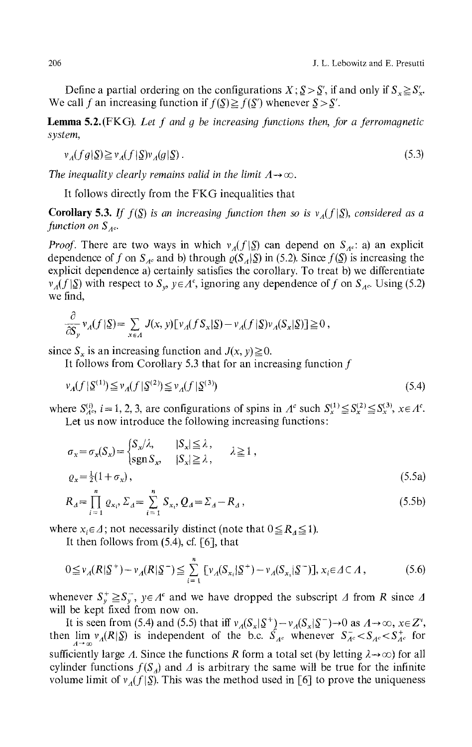Define a partial ordering on the configurations $X$; $\underline{S} > \underline{S}'$, if and only if $S_x \geqq S'_x$. We call $f$ an increasing function if $f(\underline{S}) \geqq f(\underline{S}')$ whenever $\underline{S} > \underline{S}'$.

**Lemma 5.2.** (FKG). *Let $f$ and $g$ be increasing functions then, for a ferromagnetic system,*

$$\nu_\Lambda(fg|\underline{S}) \geqq \nu_\Lambda(f|\underline{S})\nu_\Lambda(g|\underline{S}) . \tag{5.3}$$

*The inequality clearly remains valid in the limit $\Lambda \to \infty$.*

It follows directly from the FKG inequalities that

**Corollary 5.3.** *If $f(\underline{S})$ is an increasing function then so is $\nu_\Lambda(f|\underline{S})$, considered as a function on $S_{\Lambda^c}$.*

*Proof.* There are two ways in which $\nu_\Lambda(f|\underline{S})$ can depend on $S_{\Lambda^c}$: a) an explicit dependence of $f$ on $S_{\Lambda^c}$ and b) through $\varrho(S_\Lambda|\underline{S})$ in (5.2). Since $f(\underline{S})$ is increasing the explicit dependence a) certainly satisfies the corollary. To treat b) we differentiate $\nu_\Lambda(f|\underline{S})$ with respect to $S_y$, $y \in \Lambda^c$, ignoring any dependence of $f$ on $S_{\Lambda^c}$. Using (5.2) we find,

$$\frac{\partial}{\partial S_y}\nu_\Lambda(f|\underline{S}) = \sum_{x\in\Lambda} J(x,y)[\nu_\Lambda(fS_x|\underline{S}) - \nu_\Lambda(f|\underline{S})\nu_\Lambda(S_x|\underline{S})] \geqq 0 ,$$

since $S_x$ is an increasing function and $J(x,y) \geqq 0$.

It follows from Corollary 5.3 that for an increasing function $f$

$$\nu_\Lambda(f|\underline{S}^{(1)}) \leqq \nu_\Lambda(f|\underline{S}^{(2)}) \leqq \nu_\Lambda(f|\underline{S}^{(3)}) \tag{5.4}$$

where $S^{(i)}_{\Lambda^c}$, $i = 1, 2, 3$, are configurations of spins in $\Lambda^c$ such $S^{(1)}_x \leqq S^{(2)}_x \leqq S^{(3)}_x$, $x \in \Lambda^c$.

Let us now introduce the following increasing functions:

$$\sigma_x = \sigma_x(S_x) = \begin{cases} S_x/\lambda, & |S_x| \leqq \lambda , \\ \operatorname{sgn} S_x, & |S_x| \geqq \lambda , \end{cases} \qquad \lambda \geqq 1 ,$$

$$\varrho_x = \tfrac{1}{2}(1 + \sigma_x) , \tag{5.5a}$$

$$R_\Delta = \prod_{i=1}^{n} \varrho_{x_i}, \; \Sigma_\Delta = \sum_{i=1}^{n} S_{x_i}, \; Q_\Delta = \Sigma_\Delta - R_\Delta , \tag{5.5b}$$

where $x_i \in \Delta$; not necessarily distinct (note that $0 \leqq R_\Delta \leqq 1$).

It then follows from (5.4), cf. [6], that

$$0 \leqq \nu_\Lambda(R|\underline{S}^+) - \nu_\Lambda(R|\underline{S}^-) \leqq \sum_{i=1}^{n} [\nu_\Lambda(S_{x_i}|\underline{S}^+) - \nu_\Lambda(S_{x_i}|\underline{S}^-)], \; x_i \in \Delta \subset \Lambda , \tag{5.6}$$

whenever $S^+_y \geqq S^-_y$, $y \in \Lambda^c$ and we have dropped the subscript $\Delta$ from $R$ since $\Delta$ will be kept fixed from now on.

It is seen from (5.4) and (5.5) that iff $\nu_\Lambda(S_x|\underline{S}^+) - \nu_\Lambda(S_x|\underline{S}^-) \to 0$ as $\Lambda \to \infty$, $x \in Z^\nu$, then $\lim_{\Lambda\to\infty} \nu_\Lambda(R|\underline{S})$ is independent of the b.c. $S_{\Lambda^c}$ whenever $S^-_{\Lambda^c} < S_{\Lambda^c} < S^+_{\Lambda^c}$ for sufficiently large $\Lambda$. Since the functions $R$ form a total set (by letting $\lambda \to \infty$) for all cylinder functions $f(S_\Delta)$ and $\Delta$ is arbitrary the same will be true for the infinite volume limit of $\nu_\Lambda(f|\underline{S})$. This was the method used in [6] to prove the uniqueness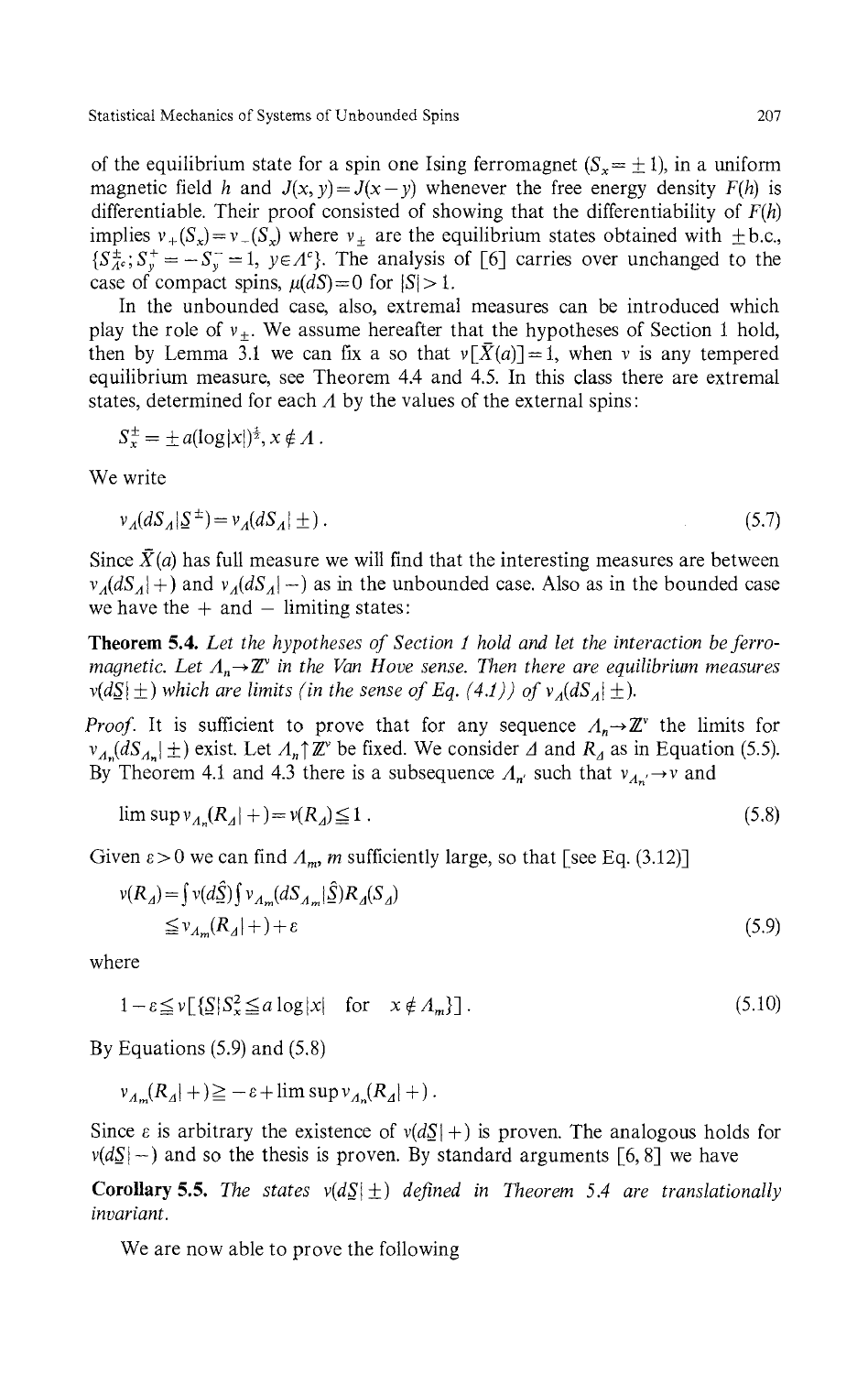of the equilibrium state for a spin one Ising ferromagnet ($S_x = \pm 1$), in a uniform magnetic field $h$ and $J(x,y) = J(x-y)$ whenever the free energy density $F(h)$ is differentiable. Their proof consisted of showing that the differentiability of $F(h)$ implies $\nu_+(S_x) = \nu_-(S_x)$ where $\nu_\pm$ are the equilibrium states obtained with $\pm$b.c., $\{S^\pm_{\Lambda^c}; S^+_y = -S^-_y = 1,\ y \in \Lambda^c\}$. The analysis of [6] carries over unchanged to the case of compact spins, $\mu(dS) = 0$ for $|S| > 1$.

In the unbounded case, also, extremal measures can be introduced which play the role of $\nu_\pm$. We assume hereafter that the hypotheses of Section 1 hold, then by Lemma 3.1 we can fix a so that $\nu[\bar{X}(a)] = 1$, when $\nu$ is any tempered equilibrium measure, see Theorem 4.4 and 4.5. In this class there are extremal states, determined for each $\Lambda$ by the values of the external spins:

$$S^\pm_x = \pm a(\log|x|)^{\frac{1}{2}}, x \notin \Lambda .$$

We write

$$\nu_\Lambda(dS_\Lambda | \underline{S}^\pm) = \nu_\Lambda(dS_\Lambda | \pm) . \tag{5.7}$$

Since $\bar{X}(a)$ has full measure we will find that the interesting measures are between $\nu_\Lambda(dS_\Lambda|+)$ and $\nu_\Lambda(dS_\Lambda|-)$ as in the unbounded case. Also as in the bounded case we have the + and − limiting states:

**Theorem 5.4.** *Let the hypotheses of Section 1 hold and let the interaction be ferromagnetic. Let $\Lambda_n \to \mathbb{Z}^\nu$ in the Van Hove sense. Then there are equilibrium measures $\nu(d\underline{S}|\pm)$ which are limits (in the sense of Eq. (4.1)) of $\nu_\Lambda(dS_\Lambda|\pm)$.*

*Proof.* It is sufficient to prove that for any sequence $\Lambda_n \to \mathbb{Z}^\nu$ the limits for $\nu_{\Lambda_n}(dS_{\Lambda_n}|\pm)$ exist. Let $\Lambda_n \uparrow \mathbb{Z}^\nu$ be fixed. We consider $\Delta$ and $R_\Delta$ as in Equation (5.5). By Theorem 4.1 and 4.3 there is a subsequence $\Lambda_{n'}$ such that $\nu_{\Lambda_{n'}} \to \nu$ and

$$\limsup \nu_{\Lambda_n}(R_\Delta|+) = \nu(R_\Delta) \leqq 1 . \tag{5.8}$$

Given $\varepsilon > 0$ we can find $\Lambda_m$, $m$ sufficiently large, so that [see Eq. (3.12)]

$$\begin{aligned} \nu(R_\Delta) &= \int \nu(d\hat{\underline{S}}) \int \nu_{\Lambda_m}(dS_{\Lambda_m}|\hat{\underline{S}}) R_\Delta(S_\Delta) \\ &\leqq \nu_{\Lambda_m}(R_\Delta|+) + \varepsilon \end{aligned} \tag{5.9}$$

where

$$1 - \varepsilon \leqq \nu[\{\underline{S}|S_x^2 \leqq a \log|x| \quad \text{for} \quad x \notin \Lambda_m\}] . \tag{5.10}$$

By Equations (5.9) and (5.8)

$$\nu_{\Lambda_m}(R_\Delta|+) \geqq -\varepsilon + \limsup \nu_{\Lambda_n}(R_\Delta|+) .$$

Since $\varepsilon$ is arbitrary the existence of $\nu(d\underline{S}|+)$ is proven. The analogous holds for $\nu(d\underline{S}|-)$ and so the thesis is proven. By standard arguments [6, 8] we have

**Corollary 5.5.** *The states $\nu(d\underline{S}|\pm)$ defined in Theorem 5.4 are translationally invariant.*

We are now able to prove the following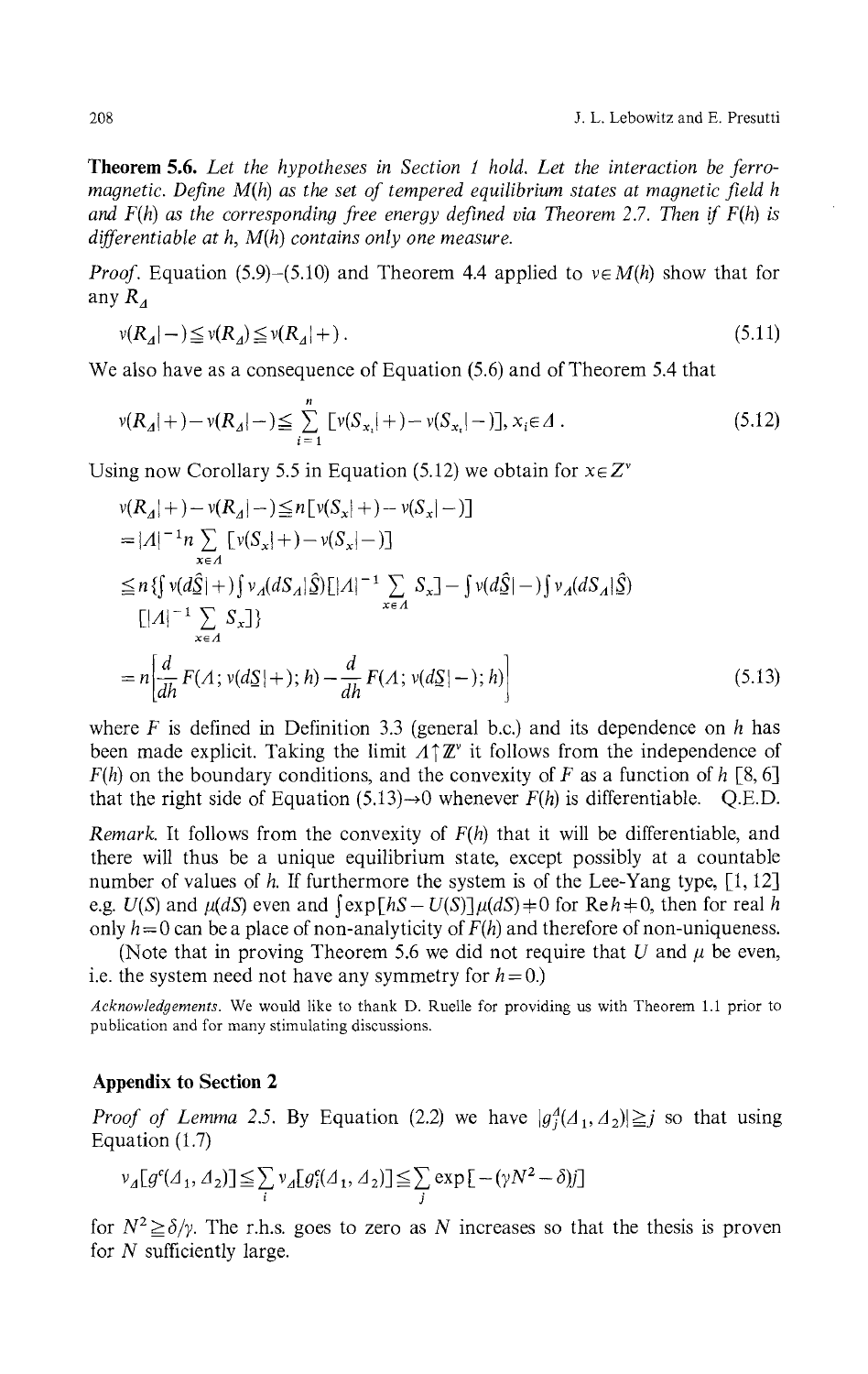**Theorem 5.6.** *Let the hypotheses in Section 1 hold. Let the interaction be ferromagnetic. Define $M(h)$ as the set of tempered equilibrium states at magnetic field $h$ and $F(h)$ as the corresponding free energy defined via Theorem 2.7. Then if $F(h)$ is differentiable at $h$, $M(h)$ contains only one measure.*

*Proof.* Equation (5.9)–(5.10) and Theorem 4.4 applied to $\nu \in M(h)$ show that for any $R_\Lambda$

$$\nu(R_\Lambda|-) \leqq \nu(R_\Lambda) \leqq \nu(R_\Lambda|+). \tag{5.11}$$

We also have as a consequence of Equation (5.6) and of Theorem 5.4 that

$$\nu(R_\Lambda|+) - \nu(R_\Lambda|-) \leqq \sum_{i=1}^{n} [\nu(S_{x_i}|+) - \nu(S_{x_i}|-)], \; x_i \in \Lambda. \tag{5.12}$$

Using now Corollary 5.5 in Equation (5.12) we obtain for $x \in \mathbb{Z}^\nu$

$$\begin{aligned}
\nu(R_\Lambda|+) - \nu(R_\Lambda|-) &\leqq n[\nu(S_x|+) - \nu(S_x|-)] \\
&= |\Lambda|^{-1} n \sum_{x \in \Lambda} [\nu(S_x|+) - \nu(S_x|-)] \\
&\leqq n \{ \textstyle\int \nu(d\underline{S}|+) \int \nu_\Lambda(dS_\Lambda|\underline{\hat{S}}) [|\Lambda|^{-1} \sum_{x\in\Lambda} S_x] - \int \nu(d\underline{\hat{S}}|-) \int \nu_\Lambda(dS_\Lambda|\underline{\hat{S}}) \\
&\quad [|\Lambda|^{-1} \sum_{x \in \Lambda} S_x] \} \\
&= n \left[ \frac{d}{dh} F(\Lambda; \nu(d\underline{S}|+); h) - \frac{d}{dh} F(\Lambda; \nu(d\underline{S}|-); h) \right]
\end{aligned} \tag{5.13}$$

where $F$ is defined in Definition 3.3 (general b.c.) and its dependence on $h$ has been made explicit. Taking the limit $\Lambda \uparrow \mathbb{Z}^\nu$ it follows from the independence of $F(h)$ on the boundary conditions, and the convexity of $F$ as a function of $h$ [8, 6] that the right side of Equation (5.13)$\to 0$ whenever $F(h)$ is differentiable. Q.E.D.

*Remark.* It follows from the convexity of $F(h)$ that it will be differentiable, and there will thus be a unique equilibrium state, except possibly at a countable number of values of $h$. If furthermore the system is of the Lee-Yang type, [1, 12] e.g. $U(S)$ and $\mu(dS)$ even and $\int \exp[hS - U(S)]\mu(dS) \neq 0$ for $\mathrm{Re}\, h \neq 0$, then for real $h$ only $h=0$ can be a place of non-analyticity of $F(h)$ and therefore of non-uniqueness.

(Note that in proving Theorem 5.6 we did not require that $U$ and $\mu$ be even, i.e. the system need not have any symmetry for $h=0$.)

*Acknowledgements.* We would like to thank D. Ruelle for providing us with Theorem 1.1 prior to publication and for many stimulating discussions.

## Appendix to Section 2

*Proof of Lemma 2.5.* By Equation (2.2) we have $|g_j^\Lambda(\Lambda_1, \Lambda_2)| \geqq j$ so that using Equation (1.7)

$$\nu_\Lambda[g^c(\Lambda_1, \Lambda_2)] \leqq \sum_i \nu_\Lambda[g_i^c(\Lambda_1, \Lambda_2)] \leqq \sum_j \exp[-(\gamma N^2 - \delta)j]$$

for $N^2 \geqq \delta/\gamma$. The r.h.s. goes to zero as $N$ increases so that the thesis is proven for $N$ sufficiently large.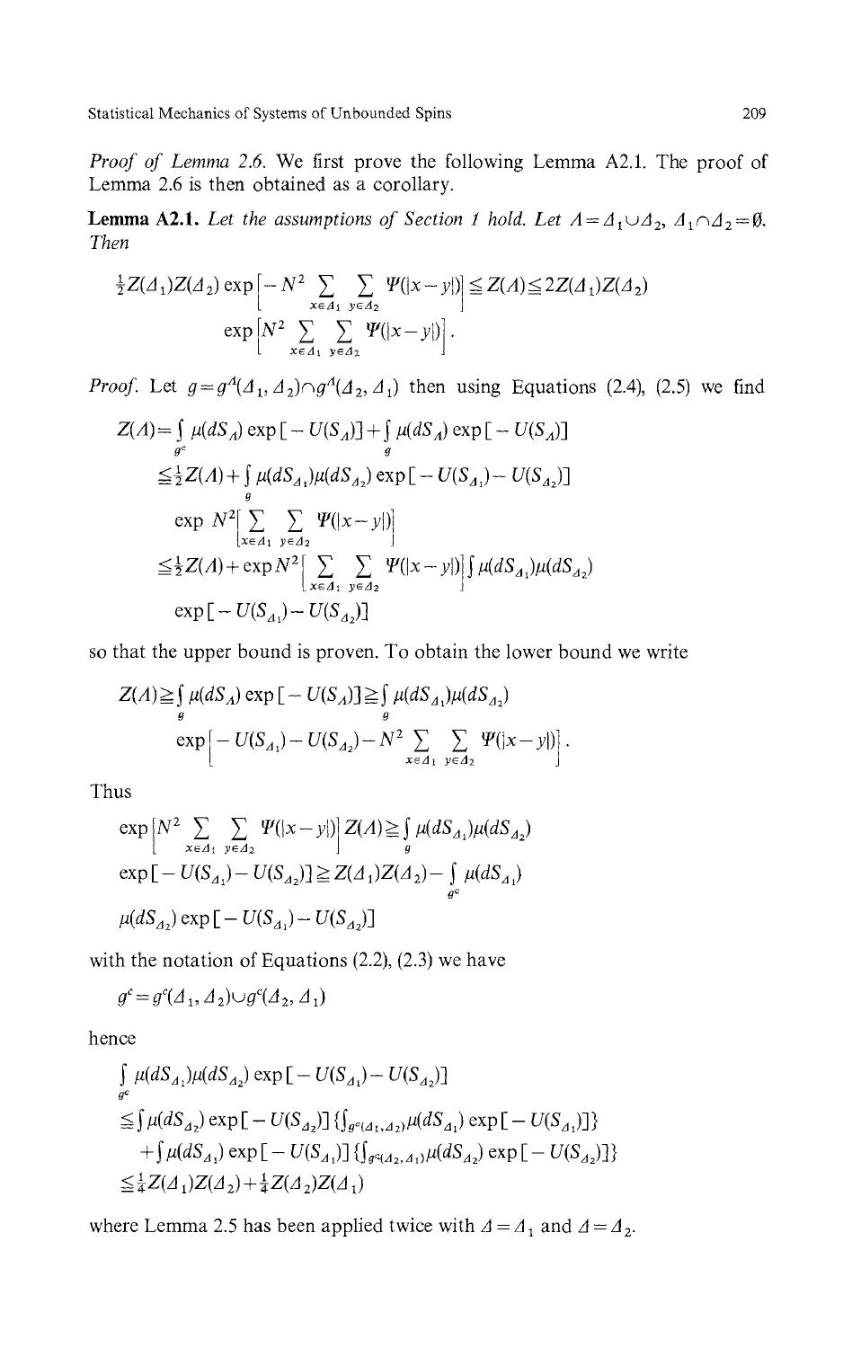*Proof of Lemma 2.6.* We first prove the following Lemma A2.1. The proof of Lemma 2.6 is then obtained as a corollary.

**Lemma A2.1.** *Let the assumptions of Section 1 hold. Let $\Lambda = \Delta_1 \cup \Delta_2$, $\Delta_1 \cap \Delta_2 = \emptyset$. Then*

$$\tfrac{1}{2} Z(\Delta_1) Z(\Delta_2) \exp\left[-N^2 \sum_{x\in\Delta_1} \sum_{y\in\Delta_2} \Psi(|x-y|)\right] \leqq Z(\Lambda) \leqq 2 Z(\Delta_1) Z(\Delta_2) \exp\left[N^2 \sum_{x\in\Delta_1} \sum_{y\in\Delta_2} \Psi(|x-y|)\right].$$

*Proof.* Let $g = g^\Lambda(\Delta_1, \Delta_2) \cap g^\Lambda(\Delta_2, \Delta_1)$ then using Equations (2.4), (2.5) we find

$$\begin{aligned}
Z(\Lambda) &= \int_{g^c} \mu(dS_\Lambda) \exp[-U(S_\Lambda)] + \int_g \mu(dS_\Lambda) \exp[-U(S_\Lambda)] \\
&\leqq \tfrac{1}{2} Z(\Lambda) + \int_g \mu(dS_{\Delta_1}) \mu(dS_{\Delta_2}) \exp[-U(S_{\Delta_1}) - U(S_{\Delta_2})] \\
&\quad \exp N^2 \left[\sum_{x\in\Delta_1} \sum_{y\in\Delta_2} \Psi(|x-y|)\right] \\
&\leqq \tfrac{1}{2} Z(\Lambda) + \exp N^2 \left[\sum_{x\in\Delta_1} \sum_{y\in\Delta_2} \Psi(|x-y|)\right] \int \mu(dS_{\Delta_1}) \mu(dS_{\Delta_2}) \\
&\quad \exp[-U(S_{\Delta_1}) - U(S_{\Delta_2})]
\end{aligned}$$

so that the upper bound is proven. To obtain the lower bound we write

$$\begin{aligned}
Z(\Lambda) &\geqq \int_g \mu(dS_\Lambda) \exp[-U(S_\Lambda)] \geqq \int_g \mu(dS_{\Delta_1}) \mu(dS_{\Delta_2}) \\
&\quad \exp\left[-U(S_{\Delta_1}) - U(S_{\Delta_2}) - N^2 \sum_{x\in\Delta_1} \sum_{y\in\Delta_2} \Psi(|x-y|)\right].
\end{aligned}$$

Thus

$$\begin{aligned}
&\exp\left[N^2 \sum_{x\in\Delta_1} \sum_{y\in\Delta_2} \Psi(|x-y|)\right] Z(\Lambda) \geqq \int_g \mu(dS_{\Delta_1}) \mu(dS_{\Delta_2}) \\
&\quad \exp[-U(S_{\Delta_1}) - U(S_{\Delta_2})] \geqq Z(\Delta_1) Z(\Delta_2) - \int_{g^c} \mu(dS_{\Delta_1}) \\
&\quad \mu(dS_{\Delta_2}) \exp[-U(S_{\Delta_1}) - U(S_{\Delta_2})]
\end{aligned}$$

with the notation of Equations (2.2), (2.3) we have

$$g^c = g^c(\Delta_1, \Delta_2) \cup g^c(\Delta_2, \Delta_1)$$

hence

$$\begin{aligned}
&\int_{g^c} \mu(dS_{\Delta_1}) \mu(dS_{\Delta_2}) \exp[-U(S_{\Delta_1}) - U(S_{\Delta_2})] \\
&\leqq \int \mu(dS_{\Delta_2}) \exp[-U(S_{\Delta_2})] \left\{\int_{g^c(\Delta_1,\Delta_2)} \mu(dS_{\Delta_1}) \exp[-U(S_{\Delta_1})]\right\} \\
&\quad + \int \mu(dS_{\Delta_1}) \exp[-U(S_{\Delta_1})] \left\{\int_{g^c(\Delta_2,\Delta_1)} \mu(dS_{\Delta_2}) \exp[-U(S_{\Delta_2})]\right\} \\
&\leqq \tfrac{1}{4} Z(\Delta_1) Z(\Delta_2) + \tfrac{1}{4} Z(\Delta_2) Z(\Delta_1)
\end{aligned}$$

where Lemma 2.5 has been applied twice with $\Lambda = \Delta_1$ and $\Lambda = \Delta_2$.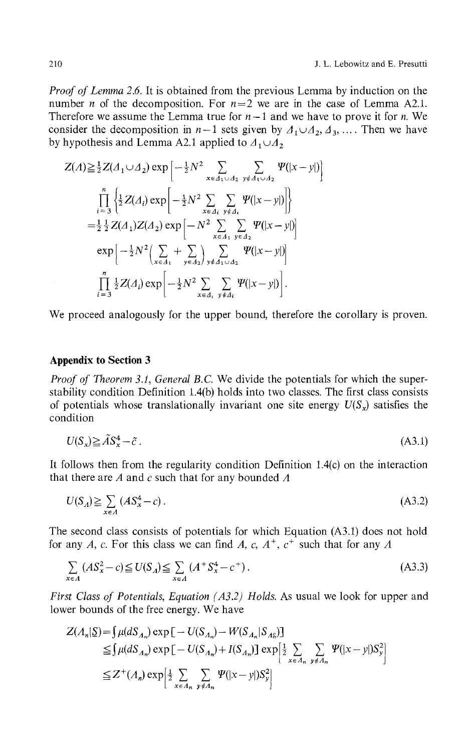*Proof of Lemma 2.6.* It is obtained from the previous Lemma by induction on the number $n$ of the decomposition. For $n=2$ we are in the case of Lemma A2.1. Therefore we assume the Lemma true for $n-1$ and we have to prove it for $n$. We consider the decomposition in $n-1$ sets given by $\Lambda_1 \cup \Lambda_2, \Lambda_3, \ldots$. Then we have by hypothesis and Lemma A2.1 applied to $\Lambda_1 \cup \Lambda_2$

$$
\begin{aligned}
Z(\Lambda) &\geq \tfrac{1}{2} Z(\Lambda_1 \cup \Lambda_2) \exp\left[-\tfrac{1}{2}N^2 \sum_{x \in \Lambda_1 \cup \Lambda_2} \sum_{y \notin \Lambda_1 \cup \Lambda_2} \Psi(|x-y|)\right] \\
&\quad \prod_{i=3}^{n} \left\{ \tfrac{1}{2} Z(\Lambda_i) \exp\left[-\tfrac{1}{2}N^2 \sum_{x \in \Lambda_i} \sum_{y \notin \Lambda_i} \Psi(|x-y|)\right]\right\} \\
&= \tfrac{1}{2}\tfrac{1}{2} Z(\Lambda_1) Z(\Lambda_2) \exp\left[-N^2 \sum_{x \in \Lambda_1} \sum_{y \in \Lambda_2} \Psi(|x-y|)\right] \\
&\quad \exp\left[-\tfrac{1}{2}N^2 \left(\sum_{x \in \Lambda_1} + \sum_{y \in \Lambda_2}\right) \sum_{y \notin \Lambda_1 \cup \Lambda_2} \Psi(|x-y|)\right] \\
&\quad \prod_{i=3}^{n} \tfrac{1}{2} Z(\Lambda_i) \exp\left[-\tfrac{1}{2}N^2 \sum_{x \in \Lambda_i} \sum_{y \notin \Lambda_i} \Psi(|x-y|)\right].
\end{aligned}
$$

We proceed analogously for the upper bound, therefore the corollary is proven.

## Appendix to Section 3

*Proof of Theorem 3.1, General B.C.* We divide the potentials for which the superstability condition Definition 1.4(b) holds into two classes. The first class consists of potentials whose translationally invariant one site energy $U(S_x)$ satisfies the condition

$$
U(S_x) \geq \tilde{A} S_x^4 - \tilde{c}\,. \tag{A3.1}
$$

It follows then from the regularity condition Definition 1.4(c) on the interaction that there are $A$ and $c$ such that for any bounded $\Lambda$

$$
U(S_\Lambda) \geq \sum_{x \in \Lambda} (A S_x^4 - c)\,. \tag{A3.2}
$$

The second class consists of potentials for which Equation (A3.1) does not hold for any $A$, $c$. For this class we can find $A$, $c$, $A^+$, $c^+$ such that for any $\Lambda$

$$
\sum_{x \in \Lambda} (A S_x^2 - c) \leq U(S_\Lambda) \leq \sum_{x \in \Lambda} (A^+ S_x^4 - c^+)\,. \tag{A3.3}
$$

*First Class of Potentials, Equation (A3.2) Holds.* As usual we look for upper and lower bounds of the free energy. We have

$$
\begin{aligned}
Z(\Lambda_n | \underline{S}) &= \int \mu(dS_{\Lambda_n}) \exp[-U(S_{\Lambda_n}) - W(S_{\Lambda_n} | S_{\Lambda_n^c})] \\
&\leq \int \mu(dS_{\Lambda_n}) \exp[-U(S_{\Lambda_n}) + I(S_{\Lambda_n})] \exp\left[\tfrac{1}{2} \sum_{x \in \Lambda_n} \sum_{y \notin \Lambda_n} \Psi(|x-y|) S_y^2\right] \\
&\leq Z^+(\Lambda_n) \exp\left[\tfrac{1}{2} \sum_{x \in \Lambda_n} \sum_{y \notin \Lambda_n} \Psi(|x-y|) S_y^2\right]
\end{aligned}
$$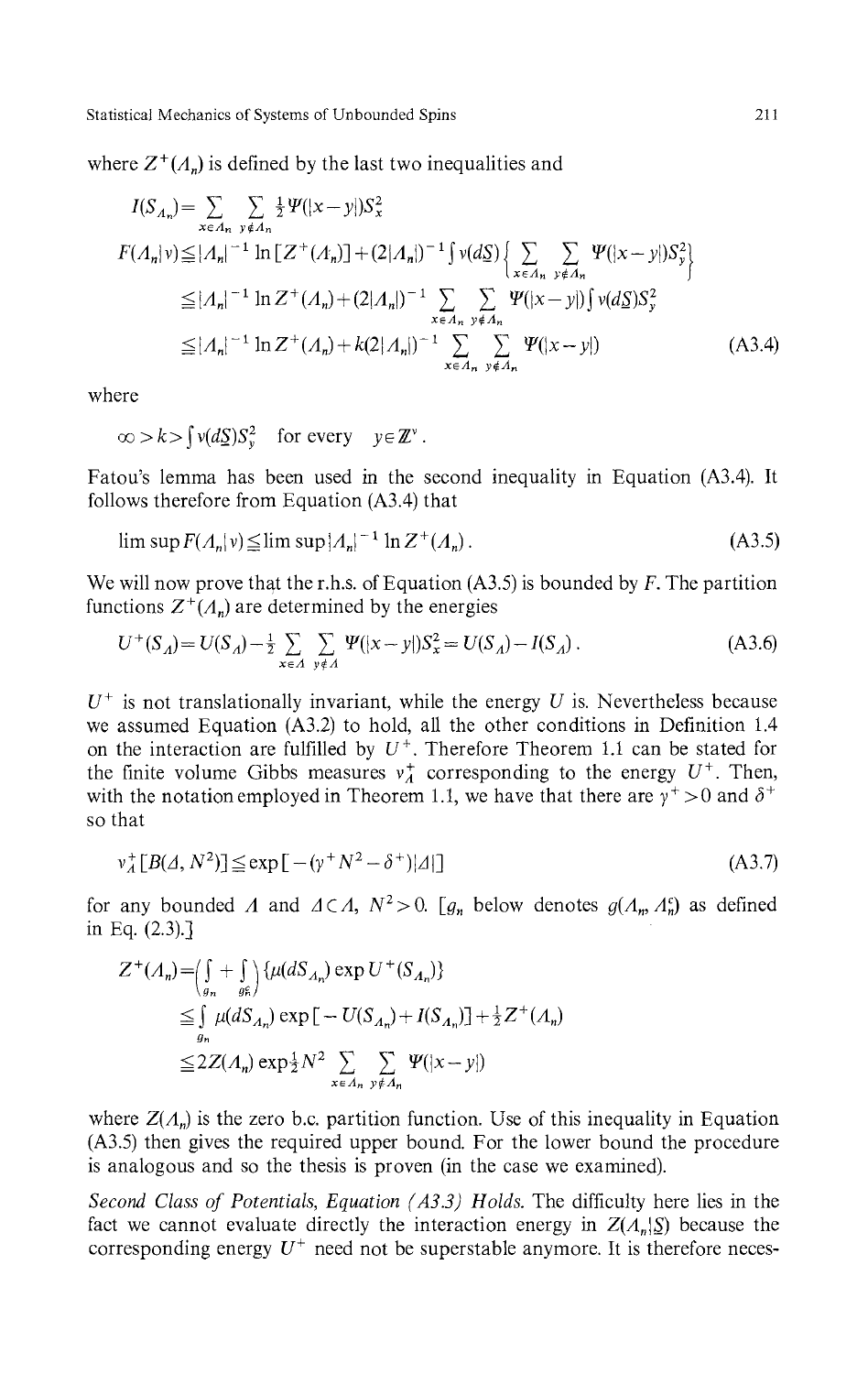where $Z^+(\Lambda_n)$ is defined by the last two inequalities and

$$I(S_{\Lambda_n}) = \sum_{x\in\Lambda_n}\sum_{y\notin\Lambda_n} \tfrac{1}{2}\Psi(|x-y|)S_x^2$$

$$\begin{aligned}
F(\Lambda_n|\nu) &\leq |\Lambda_n|^{-1}\ln[Z^+(\Lambda_n)] + (2|\Lambda_n|)^{-1}\int \nu(d\underline{S})\left\{\sum_{x\in\Lambda_n}\sum_{y\notin\Lambda_n}\Psi(|x-y|)S_y^2\right\} \\
&\leq |\Lambda_n|^{-1}\ln Z^+(\Lambda_n) + (2|\Lambda_n|)^{-1}\sum_{x\in\Lambda_n}\sum_{y\notin\Lambda_n}\Psi(|x-y|)\int \nu(d\underline{S})S_y^2 \\
&\leq |\Lambda_n|^{-1}\ln Z^+(\Lambda_n) + k(2|\Lambda_n|)^{-1}\sum_{x\in\Lambda_n}\sum_{y\notin\Lambda_n}\Psi(|x-y|)
\end{aligned} \tag{A3.4}$$

where

$$\infty > k > \int \nu(d\underline{S})S_y^2 \quad \text{for every} \quad y\in\mathbb{Z}^\nu.$$

Fatou's lemma has been used in the second inequality in Equation (A3.4). It follows therefore from Equation (A3.4) that

$$\limsup F(\Lambda_n|\nu) \leq \limsup |\Lambda_n|^{-1}\ln Z^+(\Lambda_n). \tag{A3.5}$$

We will now prove that the r.h.s. of Equation (A3.5) is bounded by $F$. The partition functions $Z^+(\Lambda_n)$ are determined by the energies

$$U^+(S_\Lambda) = U(S_\Lambda) - \tfrac{1}{2}\sum_{x\in\Lambda}\sum_{y\notin\Lambda}\Psi(|x-y|)S_x^2 = U(S_\Lambda) - I(S_\Lambda). \tag{A3.6}$$

$U^+$ is not translationally invariant, while the energy $U$ is. Nevertheless because we assumed Equation (A3.2) to hold, all the other conditions in Definition 1.4 on the interaction are fulfilled by $U^+$. Therefore Theorem 1.1 can be stated for the finite volume Gibbs measures $\nu_\Lambda^+$ corresponding to the energy $U^+$. Then, with the notation employed in Theorem 1.1, we have that there are $\gamma^+ > 0$ and $\delta^+$ so that

$$\nu_\Lambda^+[B(\Delta, N^2)] \leq \exp[-(\gamma^+ N^2 - \delta^+)|\Delta|] \tag{A3.7}$$

for any bounded $\Lambda$ and $\Delta\subset\Lambda$, $N^2>0$. [$g_n$ below denotes $g(\Lambda_n, \Lambda_n^c)$ as defined in Eq. (2.3).]

$$\begin{aligned}
Z^+(\Lambda_n) &= \left(\int_{g_n} + \int_{g_n^c}\right)\{\mu(dS_{\Lambda_n})\exp U^+(S_{\Lambda_n})\} \\
&\leq \int_{g_n}\mu(dS_{\Lambda_n})\exp[-U(S_{\Lambda_n}) + I(S_{\Lambda_n})] + \tfrac{1}{2}Z^+(\Lambda_n) \\
&\leq 2Z(\Lambda_n)\exp\tfrac{1}{2}N^2\sum_{x\in\Lambda_n}\sum_{y\notin\Lambda_n}\Psi(|x-y|)
\end{aligned}$$

where $Z(\Lambda_n)$ is the zero b.c. partition function. Use of this inequality in Equation (A3.5) then gives the required upper bound. For the lower bound the procedure is analogous and so the thesis is proven (in the case we examined).

*Second Class of Potentials, Equation (A3.3) Holds.* The difficulty here lies in the fact we cannot evaluate directly the interaction energy in $Z(\Lambda_n|\underline{S})$ because the corresponding energy $U^+$ need not be superstable anymore. It is therefore neces-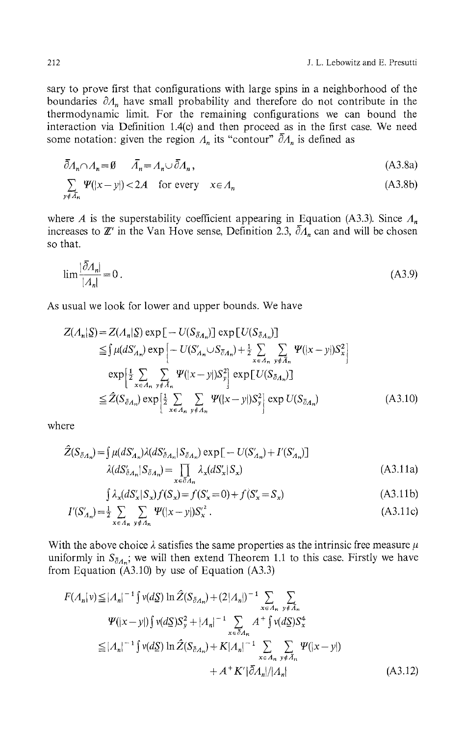sary to prove first that configurations with large spins in a neighborhood of the boundaries $\partial \Lambda_n$ have small probability and therefore do not contribute in the thermodynamic limit. For the remaining configurations we can bound the interaction via Definition 1.4(c) and then proceed as in the first case. We need some notation: given the region $\Lambda_n$ its "contour" $\bar{\partial}\Lambda_n$ is defined as

$$\bar{\partial}\Lambda_n \cap \Lambda_n = \emptyset \qquad \bar{\Lambda}_n = \Lambda_n \cup \bar{\partial}\Lambda_n \,, \tag{A3.8a}$$

$$\sum_{y \notin \bar{\Lambda}_n} \Psi(|x-y|) < 2A \quad \text{for every} \quad x \in \Lambda_n \tag{A3.8b}$$

where $A$ is the superstability coefficient appearing in Equation (A3.3). Since $\Lambda_n$ increases to $\mathbb{Z}^\nu$ in the Van Hove sense, Definition 2.3, $\bar{\partial}\Lambda_n$ can and will be chosen so that.

$$\lim \frac{|\bar{\partial}\Lambda_n|}{|\Lambda_n|} = 0 \,. \tag{A3.9}$$

As usual we look for lower and upper bounds. We have

$$\begin{aligned}
Z(\Lambda_n|\underline{S}) &= Z(\Lambda_n|\underline{S}) \exp[-U(S_{\bar{\partial}\Lambda_n})] \exp[U(S_{\bar{\partial}\Lambda_n})] \\
&\leq \int \mu(dS'_{\Lambda_n}) \exp\Big[-U(S'_{\Lambda_n} \cup S_{\bar{\partial}\Lambda_n}) + \tfrac{1}{2} \sum_{x \in \Lambda_n} \sum_{y \notin \bar{\Lambda}_n} \Psi(|x-y|) S_x^2\Big] \\
&\quad \exp\Big[\tfrac{1}{2} \sum_{x \in \Lambda_n} \sum_{y \notin \bar{\Lambda}_n} \Psi(|x-y|) S_y^2\Big] \exp[U(S_{\bar{\partial}\Lambda_n})] \\
&\leq \hat{Z}(S_{\bar{\partial}\Lambda_n}) \exp\Big[\tfrac{1}{2} \sum_{x \in \Lambda_n} \sum_{y \notin \bar{\Lambda}_n} \Psi(|x-y|) S_y^2\Big] \exp U(S_{\bar{\partial}\Lambda_n})
\end{aligned} \tag{A3.10}$$

where

$$\hat{Z}(S_{\bar{\partial}\Lambda_n}) = \int \mu(dS'_{\Lambda_n}) \lambda(dS'_{\bar{\partial}\Lambda_n}|S_{\bar{\partial}\Lambda_n}) \exp[-U(S'_{\Lambda_n}) + I'(S'_{\Lambda_n})]$$

$$\lambda(dS'_{\bar{\partial}\Lambda_n}|S_{\bar{\partial}\Lambda_n}) = \prod_{x \in \bar{\partial}\Lambda_n} \lambda_x(dS'_x|S_x) \tag{A3.11a}$$

$$\int \lambda_x(dS'_x|S_x) f(S_x) = f(S'_x = 0) + f(S'_x = S_x) \tag{A3.11b}$$

$$I'(S'_{\Lambda_n}) = \tfrac{1}{2} \sum_{x \in \Lambda_n} \sum_{y \notin \bar{\Lambda}_n} \Psi(|x-y|) S_x'^2 \,. \tag{A3.11c}$$

With the above choice $\lambda$ satisfies the same properties as the intrinsic free measure $\mu$ uniformly in $S_{\bar{\partial}\Lambda_n}$; we will then extend Theorem 1.1 to this case. Firstly we have from Equation (A3.10) by use of Equation (A3.3)

$$\begin{aligned}
F(\Lambda_n|\nu) &\leq |\Lambda_n|^{-1} \int \nu(d\underline{S}) \ln \hat{Z}(S_{\bar{\partial}\Lambda_n}) + (2|\Lambda_n|)^{-1} \sum_{x \in \Lambda_n} \sum_{y \notin \bar{\Lambda}_n} \\
&\quad \Psi(|x-y|) \int \nu(d\underline{S}) S_y^2 + |\Lambda_n|^{-1} \sum_{x \in \bar{\partial}\Lambda_n} A^+ \int \nu(d\underline{S}) S_x^4 \\
&\leq |\Lambda_n|^{-1} \int \nu(d\underline{S}) \ln \hat{Z}(S_{\bar{\partial}\Lambda_n}) + K|\Lambda_n|^{-1} \sum_{x \in \Lambda_n} \sum_{y \notin \bar{\Lambda}_n} \Psi(|x-y|) \\
&\quad + A^+ K' |\bar{\partial}\Lambda_n| / |\Lambda_n|
\end{aligned} \tag{A3.12}$$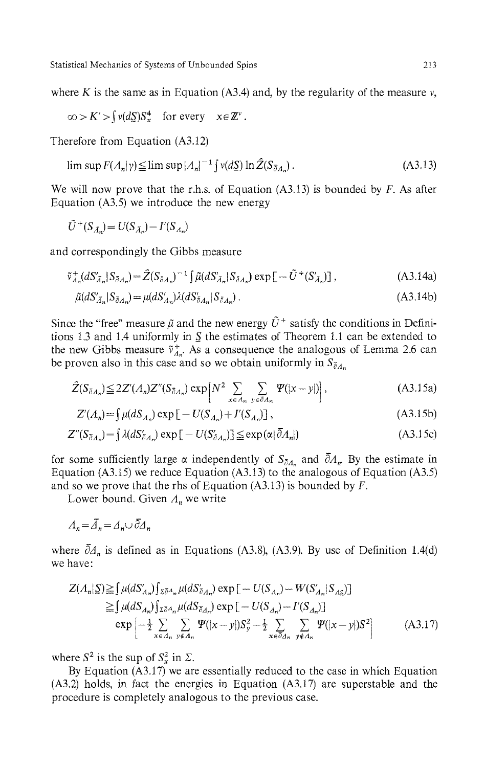where $K$ is the same as in Equation (A3.4) and, by the regularity of the measure $\nu$,

$$\infty > K' > \int \nu(d\underline{S}) S_x^4 \quad \text{for every} \quad x \in \mathbb{Z}^\nu .$$

Therefore from Equation (A3.12)

$$\limsup F(\Lambda_n|\gamma) \leqq \limsup |\Lambda_n|^{-1} \int \nu(d\underline{S}) \ln \hat{Z}(S_{\bar{\partial}\Lambda_n}) . \tag{A3.13}$$

We will now prove that the r.h.s. of Equation (A3.13) is bounded by $F$. As after Equation (A3.5) we introduce the new energy

$$\tilde{U}^+(S_{\bar{\Lambda}_n}) = U(S_{\bar{\Lambda}_n}) - I'(S_{\Lambda_n})$$

and correspondingly the Gibbs measure

$$\tilde{\nu}^+_{\Lambda_n}(dS'_{\bar{\Lambda}_n}|S_{\bar{\partial}\Lambda_n}) = \hat{Z}(S_{\bar{\partial}\Lambda_n})^{-1} \int \tilde{\mu}(dS'_{\bar{\Lambda}_n}|S_{\bar{\partial}\Lambda_n}) \exp[-\tilde{U}^+(S'_{\bar{\Lambda}_n})] , \tag{A3.14a}$$

$$\tilde{\mu}(dS'_{\bar{\Lambda}_n}|S_{\bar{\partial}\Lambda_n}) = \mu(dS'_{\Lambda_n}) \lambda(dS'_{\partial\Lambda_n}|S_{\bar{\partial}\Lambda_n}) . \tag{A3.14b}$$

Since the "free" measure $\tilde{\mu}$ and the new energy $\tilde{U}^+$ satisfy the conditions in Definitions 1.3 and 1.4 uniformly in $\underline{S}$ the estimates of Theorem 1.1 can be extended to the new Gibbs measure $\tilde{\nu}^+_{\Lambda_n}$. As a consequence the analogous of Lemma 2.6 can be proven also in this case and so we obtain uniformly in $S_{\bar{\partial}\Lambda_n}$

$$\hat{Z}(S_{\bar{\partial}\Lambda_n}) \leqq 2Z'(\Lambda_n) Z''(S_{\bar{\partial}\Lambda_n}) \exp\left[N^2 \sum_{x\in\Lambda_n} \sum_{y\in\bar{\partial}\Lambda_n} \Psi(|x-y|)\right] , \tag{A3.15a}$$

$$Z'(\Lambda_n) = \int \mu(dS_{\Lambda_n}) \exp[-U(S_{\Lambda_n}) + I'(S_{\Lambda_n})] , \tag{A3.15b}$$

$$Z''(S_{\bar{\partial}\Lambda_n}) = \int \lambda(dS'_{\bar{\partial}\Lambda_n}) \exp[-U(S'_{\bar{\partial}\Lambda_n})] \leqq \exp(\alpha|\bar{\partial}\Lambda_n|) \tag{A3.15c}$$

for some sufficiently large $\alpha$ independently of $S_{\bar{\partial}\Lambda_n}$ and $\bar{\partial}\Lambda_n$. By the estimate in Equation (A3.15) we reduce Equation (A3.13) to the analogous of Equation (A3.5) and so we prove that the rhs of Equation (A3.13) is bounded by $F$.

Lower bound. Given $\Lambda_n$ we write

$$\Lambda_n = \bar{\Lambda}_n = \Delta_n \cup \bar{\partial}\Delta_n$$

where $\bar{\partial}\Delta_n$ is defined as in Equations (A3.8), (A3.9). By use of Definition 1.4(d) we have:

$$\begin{aligned} Z(\Lambda_n|\underline{S}) &\geqq \int \mu(dS'_{\Delta_n}) \int_{\Sigma^{\bar{\partial}\Delta_n}} \mu(dS'_{\bar{\partial}\Delta_n}) \exp[-U(S_{\Lambda_n}) - W(S'_{\Lambda_n}|S_{\Lambda_n^c})] \\ &\geqq \int \mu(dS_{\Delta_n}) \int_{\Sigma^{\bar{\partial}\Delta_n}} \mu(dS_{\bar{\partial}\Delta_n}) \exp[-U(S_{\Delta_n}) - I'(S_{\Delta_n})] \\ &\quad \exp\left[-\tfrac{1}{2} \sum_{x\in\Delta_n} \sum_{y\notin\Delta_n} \Psi(|x-y|) S_y^2 - \tfrac{1}{2} \sum_{x\in\bar{\partial}\Delta_n} \sum_{y\notin\Lambda_n} \Psi(|x-y|) S^2\right] \end{aligned} \tag{A3.17}$$

where $S^2$ is the sup of $S_x^2$ in $\Sigma$.

By Equation (A3.17) we are essentially reduced to the case in which Equation (A3.2) holds, in fact the energies in Equation (A3.17) are superstable and the procedure is completely analogous to the previous case.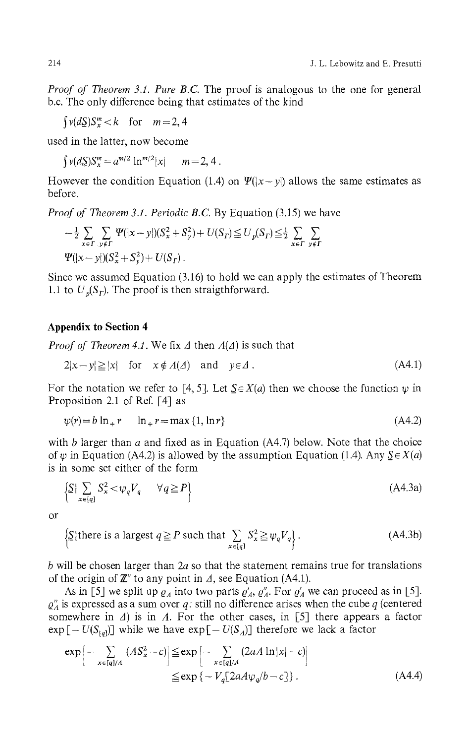*Proof of Theorem 3.1. Pure B.C.* The proof is analogous to the one for general b.c. The only difference being that estimates of the kind

$$\int \nu(d\underline{S}) S_x^m < k \quad \text{for} \quad m = 2, 4$$

used in the latter, now become

$$\int \nu(d\underline{S}) S_x^m = a^{m/2} \ln^{m/2}|x| \qquad m = 2, 4 .$$

However the condition Equation (1.4) on $\Psi(|x-y|)$ allows the same estimates as before.

*Proof of Theorem 3.1. Periodic B.C.* By Equation (3.15) we have

$$-\tfrac{1}{2} \sum_{x \in \Gamma} \sum_{y \notin \Gamma} \Psi(|x-y|)(S_x^2 + S_y^2) + U(S_\Gamma) \leqq U_p(S_\Gamma) \leqq \tfrac{1}{2} \sum_{x \in \Gamma} \sum_{y \notin \Gamma} \Psi(|x-y|)(S_x^2 + S_y^2) + U(S_\Gamma) .$$

Since we assumed Equation (3.16) to hold we can apply the estimates of Theorem 1.1 to $U_p(S_\Gamma)$. The proof is then straigthforward.

## Appendix to Section 4

*Proof of Theorem 4.1.* We fix $\Delta$ then $\Lambda(\Delta)$ is such that

$$2|x-y| \geqq |x| \quad \text{for} \quad x \notin \Lambda(\Delta) \quad \text{and} \quad y \in \Delta . \tag{A4.1}$$

For the notation we refer to [4, 5]. Let $\underline{S} \in X(a)$ then we choose the function $\psi$ in Proposition 2.1 of Ref. [4] as

$$\psi(r) = b \ln_+ r \qquad \ln_+ r = \max\{1, \ln r\} \tag{A4.2}$$

with $b$ larger than $a$ and fixed as in Equation (A4.7) below. Note that the choice of $\psi$ in Equation (A4.2) is allowed by the assumption Equation (1.4). Any $\underline{S} \in X(a)$ is in some set either of the form

$$\Big\{\underline{S} \,\Big|\, \sum_{x \in [q]} S_x^2 < \psi_q V_q \quad \forall q \geqq P\Big\} \tag{A4.3a}$$

or

$$\Big\{\underline{S} \,\Big|\, \text{there is a largest } q \geqq P \text{ such that } \sum_{x \in [q]} S_x^2 \geqq \psi_q V_q\Big\} . \tag{A4.3b}$$

$b$ will be chosen larger than $2a$ so that the statement remains true for translations of the origin of $\mathbb{Z}^\nu$ to any point in $\Delta$, see Equation (A4.1).

As in [5] we split up $\varrho_\Lambda$ into two parts $\varrho_\Lambda'$, $\varrho_\Lambda''$. For $\varrho_\Lambda'$ we can proceed as in [5]. $\varrho_\Lambda''$ is expressed as a sum over $q$: still no difference arises when the cube $q$ (centered somewhere in $\Delta$) is in $\Lambda$. For the other cases, in [5] there appears a factor $\exp[-U(S_{[q]})]$ while we have $\exp[-U(S_\Lambda)]$ therefore we lack a factor

$$\exp\Big[-\sum_{x \in [q]/\Lambda} (AS_x^2 - c)\Big] \leqq \exp\Big[-\sum_{x \in [q]/\Lambda} (2aA \ln|x| - c)\Big] \leqq \exp\{-V_q[2aA\psi_q/b - c]\} . \tag{A4.4}$$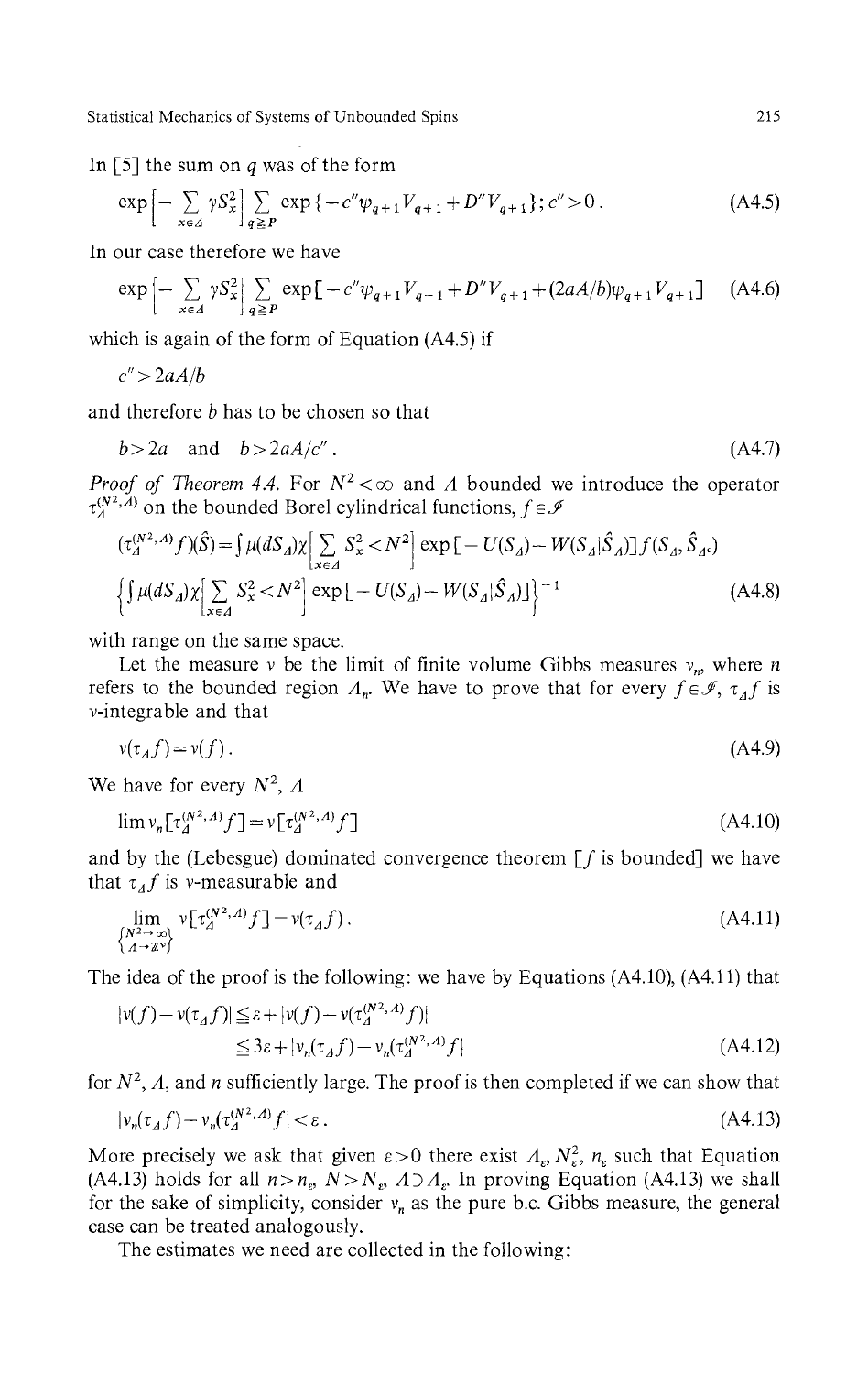In [5] the sum on $q$ was of the form

$$\exp\Big[-\sum_{x\in\Lambda}\gamma S_x^2\Big]\sum_{q\geqq P}\exp\{-c''\psi_{q+1}V_{q+1}+D''V_{q+1}\};\, c''>0\,. \tag{A4.5}$$

In our case therefore we have

$$\exp\Big[-\sum_{x\in\Lambda}\gamma S_x^2\Big]\sum_{q\geqq P}\exp[-c''\psi_{q+1}V_{q+1}+D''V_{q+1}+(2aA/b)\psi_{q+1}V_{q+1}] \tag{A4.6}$$

which is again of the form of Equation (A4.5) if

$$c''>2aA/b$$

and therefore $b$ has to be chosen so that

$$b>2a \quad \text{and} \quad b>2aA/c''\,. \tag{A4.7}$$

*Proof of Theorem 4.4.* For $N^2<\infty$ and $\Lambda$ bounded we introduce the operator $\tau_\Lambda^{(N^2,\Lambda)}$ on the bounded Borel cylindrical functions, $f\in\mathscr{I}$

$$(\tau_\Lambda^{(N^2,\Lambda)}f)(\hat S)=\int\mu(dS_\Lambda)\chi\Big[\sum_{x\in\Lambda}S_x^2<N^2\Big]\exp[-U(S_\Lambda)-W(S_\Lambda|\hat S_\Lambda)]f(S_\Lambda,\hat S_{\Lambda^c})$$
$$\Big\{\int\mu(dS_\Lambda)\chi\Big[\sum_{x\in\Lambda}S_x^2<N^2\Big]\exp[-U(S_\Lambda)-W(S_\Lambda|\hat S_\Lambda)]\Big\}^{-1} \tag{A4.8}$$

with range on the same space.

Let the measure $\nu$ be the limit of finite volume Gibbs measures $\nu_n$, where $n$ refers to the bounded region $\Lambda_n$. We have to prove that for every $f\in\mathscr{I}$, $\tau_\Lambda f$ is $\nu$-integrable and that

$$\nu(\tau_\Lambda f)=\nu(f)\,. \tag{A4.9}$$

We have for every $N^2$, $\Lambda$

$$\lim \nu_n[\tau_\Lambda^{(N^2,\Lambda)}f]=\nu[\tau_\Lambda^{(N^2,\Lambda)}f] \tag{A4.10}$$

and by the (Lebesgue) dominated convergence theorem [$f$ is bounded] we have that $\tau_\Lambda f$ is $\nu$-measurable and

$$\lim_{\substack{N^2\to\infty\\ \Lambda\to\mathbb{Z}^\nu}}\nu[\tau_\Lambda^{(N^2,\Lambda)}f]=\nu(\tau_\Lambda f)\,. \tag{A4.11}$$

The idea of the proof is the following: we have by Equations (A4.10), (A4.11) that

$$\begin{aligned}|\nu(f)-\nu(\tau_\Lambda f)|&\leqq\varepsilon+|\nu(f)-\nu(\tau_\Lambda^{(N^2,\Lambda)}f)|\\ &\leqq 3\varepsilon+|\nu_n(\tau_\Lambda f)-\nu_n(\tau_\Lambda^{(N^2,\Lambda)}f|\end{aligned} \tag{A4.12}$$

for $N^2$, $\Lambda$, and $n$ sufficiently large. The proof is then completed if we can show that

$$|\nu_n(\tau_\Lambda f)-\nu_n(\tau_\Lambda^{(N^2,\Lambda)}f|<\varepsilon\,. \tag{A4.13}$$

More precisely we ask that given $\varepsilon>0$ there exist $\Lambda_\varepsilon$, $N_\varepsilon^2$, $n_\varepsilon$ such that Equation (A4.13) holds for all $n>n_\varepsilon$, $N>N_\varepsilon$, $\Lambda\supset\Lambda_\varepsilon$. In proving Equation (A4.13) we shall for the sake of simplicity, consider $\nu_n$ as the pure b.c. Gibbs measure, the general case can be treated analogously.

The estimates we need are collected in the following: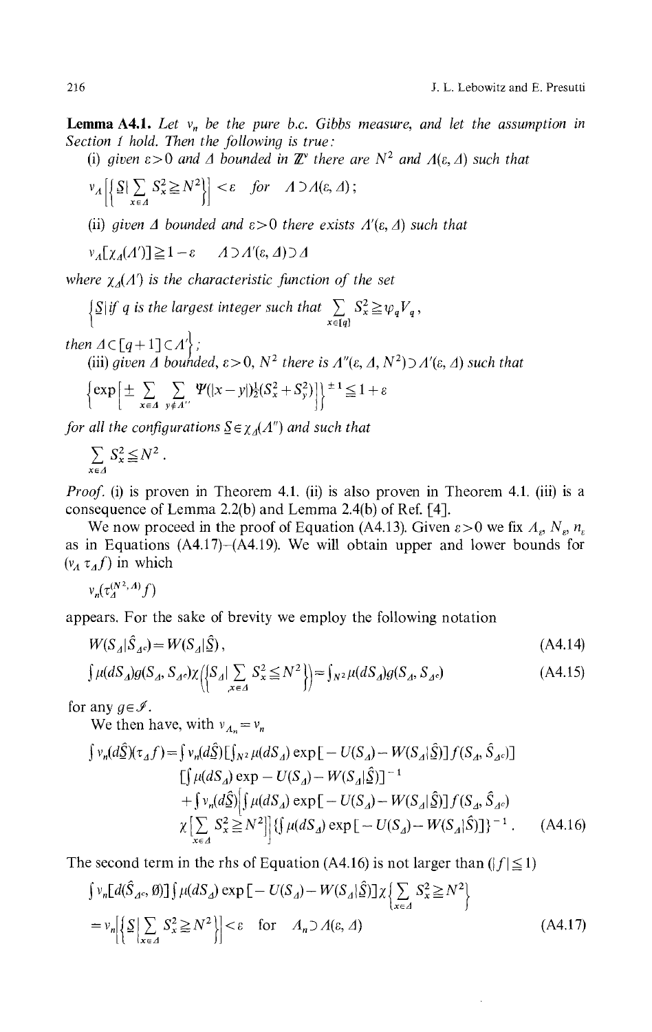**Lemma A4.1.** *Let $\nu_n$ be the pure b.c. Gibbs measure, and let the assumption in Section 1 hold. Then the following is true:*

(i) *given $\varepsilon > 0$ and $\Delta$ bounded in $\mathbb{Z}^\nu$ there are $N^2$ and $\Lambda(\varepsilon, \Delta)$ such that*

$$\nu_\Lambda\left[\left\{\underline{S} \,\middle|\, \sum_{x \in \Delta} S_x^2 \geqq N^2\right\}\right] < \varepsilon \quad \text{for} \quad \Lambda \supset \Lambda(\varepsilon, \Delta);$$

(ii) *given $\Delta$ bounded and $\varepsilon > 0$ there exists $\Lambda'(\varepsilon, \Delta)$ such that*

$$\nu_\Lambda[\chi_\Delta(\Lambda')] \geqq 1 - \varepsilon \qquad \Lambda \supset \Lambda'(\varepsilon, \Delta) \supset \Delta$$

*where $\chi_\Delta(\Lambda')$ is the characteristic function of the set*

$$\left\{\underline{S} \,|\, \text{if } q \text{ is the largest integer such that } \sum_{x \in [q]} S_x^2 \geqq \psi_q V_q, \right.$$

$$\left. \text{then } \Delta \subset [q+1] \subset \Lambda' \right\};$$

(iii) *given $\Delta$ bounded, $\varepsilon > 0$, $N^2$ there is $\Lambda''(\varepsilon, \Delta, N^2) \supset \Lambda'(\varepsilon, \Delta)$ such that*

$$\left\{\exp\left[\pm \sum_{x \in \Delta} \sum_{y \notin \Lambda''} \Psi(|x - y|) \tfrac{1}{2}(S_x^2 + S_y^2)\right]\right\}^{\pm 1} \leqq 1 + \varepsilon$$

*for all the configurations $\underline{S} \in \chi_\Delta(\Lambda'')$ and such that*

$$\sum_{x \in \Delta} S_x^2 \leqq N^2 .$$

*Proof.* (i) is proven in Theorem 4.1. (ii) is also proven in Theorem 4.1. (iii) is a consequence of Lemma 2.2(b) and Lemma 2.4(b) of Ref. [4].

We now proceed in the proof of Equation (A4.13). Given $\varepsilon > 0$ we fix $\Lambda_\varepsilon$, $N_\varepsilon$, $n_\varepsilon$ as in Equations (A4.17)–(A4.19). We will obtain upper and lower bounds for $(\nu_\Lambda \tau_\Delta f)$ in which

$$\nu_n(\tau_\Delta^{(N^2, \Lambda)} f)$$

appears. For the sake of brevity we employ the following notation

$$W(S_\Delta | \hat{S}_{\Delta^c}) = W(S_\Delta | \hat{\underline{S}}), \tag{A4.14}$$

$$\int \mu(dS_\Delta) g(S_\Delta, S_{\Delta^c}) \chi\left(\left\{S_\Delta \,\middle|\, \sum_{x \in \Delta} S_x^2 \leqq N^2\right\}\right) = \int_{N^2} \mu(dS_\Delta) g(S_\Delta, S_{\Delta^c}) \tag{A4.15}$$

for any $g \in \mathscr{I}$.

We then have, with $\nu_{\Lambda_n} = \nu_n$

$$\begin{aligned}
\int \nu_n(d\hat{\underline{S}})(\tau_\Delta f) = {} & \int \nu_n(d\hat{\underline{S}}) \left[\int_{N^2} \mu(dS_\Delta) \exp[-U(S_\Delta) - W(S_\Delta | \hat{\underline{S}})] f(S_\Delta, \hat{S}_{\Delta^c})\right] \\
& \left[\int \mu(dS_\Delta) \exp - U(S_\Delta) - W(S_\Delta | \hat{\underline{S}})\right]^{-1} \\
& + \int \nu_n(d\hat{\underline{S}}) \left[\int \mu(dS_\Delta) \exp[-U(S_\Delta) - W(S_\Delta | \hat{\underline{S}})] f(S_\Delta, \hat{S}_{\Delta^c}) \right. \\
& \left. \chi\left[\sum_{x \in \Delta} S_x^2 \geqq N^2\right]\right] \left\{\int \mu(dS_\Delta) \exp[-U(S_\Delta) - W(S_\Delta | \hat{S})]\right\}^{-1} .
\end{aligned} \tag{A4.16}$$

The second term in the rhs of Equation (A4.16) is not larger than ($|f| \leqq 1$)

$$\begin{aligned}
& \int \nu_n[d(\hat{S}_{\Delta^c}, \emptyset)] \int \mu(dS_\Delta) \exp[-U(S_\Delta) - W(S_\Delta | \hat{\underline{S}})] \chi\left\{\sum_{x \in \Delta} S_x^2 \geqq N^2\right\} \\
& = \nu_n\left[\left\{\underline{S} \,\middle|\, \sum_{x \in \Delta} S_x^2 \geqq N^2\right\}\right] < \varepsilon \quad \text{for} \quad \Lambda_n \supset \Lambda(\varepsilon, \Delta)
\end{aligned} \tag{A4.17}$$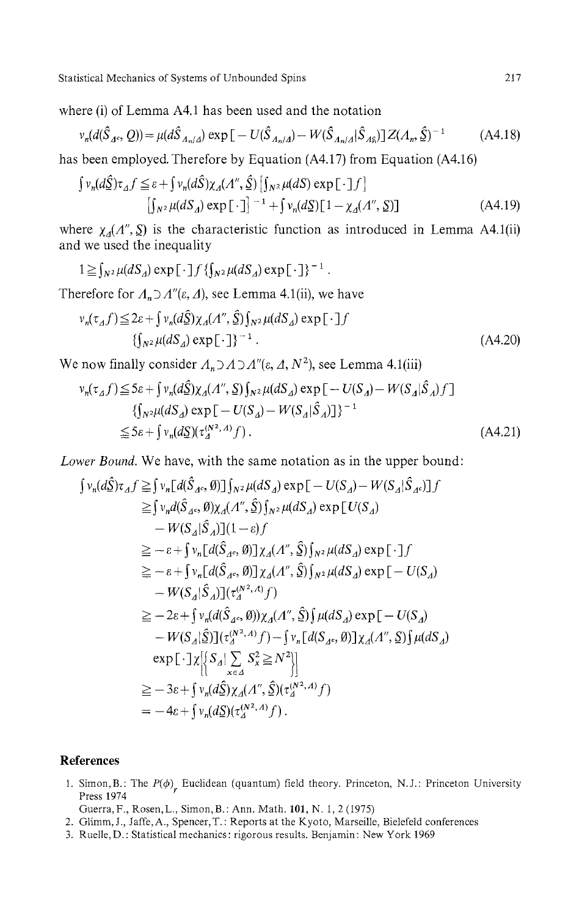where (i) of Lemma A4.1 has been used and the notation

$$\nu_n(d(\hat{S}_{\Lambda^c}, Q)) = \mu(d\hat{S}_{\Lambda_n/\Lambda}) \exp[-U(\hat{S}_{\Lambda_n/\Lambda}) - W(\hat{S}_{\Lambda_n/\Lambda}|\hat{S}_{\Lambda_n^c})] Z(\Lambda_n, \hat{S})^{-1} \tag{A4.18}$$

has been employed. Therefore by Equation (A4.17) from Equation (A4.16)

$$\int \nu_n(d\hat{S})\tau_\Lambda f \leq \varepsilon + \int \nu_n(d\hat{S})\chi_\Lambda(\Lambda'', \hat{S}) \left[\int_{N^2} \mu(dS) \exp[\cdot] f\right] \left[\int_{N^2} \mu(dS_\Lambda) \exp[\cdot]\right]^{-1} + \int \nu_n(d\underline{S})[1 - \chi_\Lambda(\Lambda'', \underline{S})] \tag{A4.19}$$

where $\chi_\Lambda(\Lambda'', \underline{S})$ is the characteristic function as introduced in Lemma A4.1(ii) and we used the inequality

$$1 \geq \int_{N^2} \mu(dS_\Lambda) \exp[\cdot] f \{\int_{N^2} \mu(dS_\Lambda) \exp[\cdot]\}^{-1}.$$

Therefore for $\Lambda_n \supset \Lambda''(\varepsilon, \Lambda)$, see Lemma 4.1(ii), we have

$$\nu_n(\tau_\Lambda f) \leq 2\varepsilon + \int \nu_n(d\hat{S})\chi_\Lambda(\Lambda'', \hat{S}) \int_{N^2} \mu(dS_\Lambda) \exp[\cdot] f \{\int_{N^2} \mu(dS_\Lambda) \exp[\cdot]\}^{-1}. \tag{A4.20}$$

We now finally consider $\Lambda_n \supset \Lambda \supset \Lambda''(\varepsilon, \Lambda, N^2)$, see Lemma 4.1(iii)

$$\begin{aligned} \nu_n(\tau_\Lambda f) &\leq 5\varepsilon + \int \nu_n(d\hat{S})\chi_\Lambda(\Lambda'', \underline{S}) \int_{N^2} \mu(dS_\Lambda) \exp[-U(S_\Lambda) - W(S_\Lambda|\hat{S}_\Lambda) f] \\ &\quad \{\int_{N^2} \mu(dS_\Lambda) \exp[-U(S_\Lambda) - W(S_\Lambda|\hat{S}_\Lambda)]\}^{-1} \\ &\leqq 5\varepsilon + \int \nu_n(d\underline{S})(\tau_\Lambda^{(N^2, \Lambda)} f). \end{aligned} \tag{A4.21}$$

*Lower Bound.* We have, with the same notation as in the upper bound:

$$\begin{aligned} \int \nu_n(d\hat{S})\tau_\Lambda f &\geq \int \nu_n[d(\hat{S}_{\Lambda^c}, \emptyset)] \int_{N^2} \mu(dS_\Lambda) \exp[-U(S_\Lambda) - W(S_\Lambda|\hat{S}_{\Lambda^c})] f \\ &\geq \int \nu_n d(\hat{S}_{\Lambda^c}, \emptyset)\chi_\Lambda(\Lambda'', \hat{S}) \int_{N^2} \mu(dS_\Lambda) \exp[U(S_\Lambda) \\ &\quad - W(S_\Lambda|\hat{S}_\Lambda)](1 - \varepsilon) f \\ &\geq -\varepsilon + \int \nu_n[d(\hat{S}_{\Lambda^c}, \emptyset)] \chi_\Lambda(\Lambda'', \hat{S}) \int_{N^2} \mu(dS_\Lambda) \exp[\cdot] f \\ &\geq -\varepsilon + \int \nu_n[d(\hat{S}_{\Lambda^c}, \emptyset)] \chi_\Lambda(\Lambda'', \hat{S}) \int_{N^2} \mu(dS_\Lambda) \exp[-U(S_\Lambda) \\ &\quad - W(S_\Lambda|\hat{S}_\Lambda)](\tau_\Lambda^{(N^2, \Lambda)} f) \\ &\geq -2\varepsilon + \int \nu_n(d(\hat{S}_{\Lambda^c}, \emptyset))\chi_\Lambda(\Lambda'', \hat{S}) \int \mu(dS_\Lambda) \exp[-U(S_\Lambda) \\ &\quad - W(S_\Lambda|\hat{S})](\tau_\Lambda^{(N^2, \Lambda)} f) - \int \nu_n[d(S_{\Lambda^c}, \emptyset)]\chi_\Lambda(\Lambda'', \underline{S}) \int \mu(dS_\Lambda) \\ &\quad \exp[\cdot]\chi\left[\left\{S_\Lambda \middle| \sum_{x \in \Lambda} S_x^2 \geqq N^2\right\}\right] \\ &\geq -3\varepsilon + \int \nu_n(d\hat{S})\chi_\Lambda(\Lambda'', \hat{S})(\tau_\Lambda^{(N^2, \Lambda)} f) \\ &= -4\varepsilon + \int \nu_n(d\underline{S})(\tau_\Lambda^{(N^2, \Lambda)} f). \end{aligned}$$

## References

1. Simon, B.: The $P(\phi)_r$ Euclidean (quantum) field theory. Princeton, N.J.: Princeton University Press 1974
   Guerra, F., Rosen, L., Simon, B.: Ann. Math. **101**, N. 1, 2 (1975)
2. Glimm, J., Jaffe, A., Spencer, T.: Reports at the Kyoto, Marseille, Bielefeld conferences
3. Ruelle, D.: Statistical mechanics: rigorous results. Benjamin: New York 1969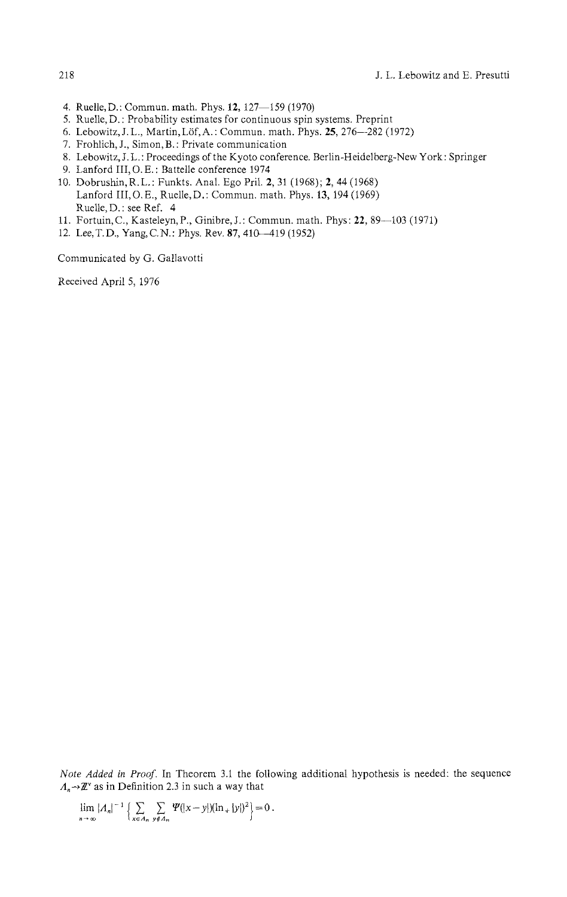4. Ruelle, D.: Commun. math. Phys. **12**, 127—159 (1970)
5. Ruelle, D.: Probability estimates for continuous spin systems. Preprint
6. Lebowitz, J. L., Martin, Löf, A.: Commun. math. Phys. **25**, 276—282 (1972)
7. Frohlich, J., Simon, B.: Private communication
8. Lebowitz, J. L.: Proceedings of the Kyoto conference. Berlin-Heidelberg-New York: Springer
9. Lanford III, O. E.: Battelle conference 1974
10. Dobrushin, R. L.: Funkts. Anal. Ego Pril. **2**, 31 (1968); **2**, 44 (1968)
    Lanford III, O. E., Ruelle, D.: Commun. math. Phys. **13**, 194 (1969)
    Ruelle, D.: see Ref. 4
11. Fortuin, C., Kasteleyn, P., Ginibre, J.: Commun. math. Phys: **22**, 89—103 (1971)
12. Lee, T. D., Yang, C. N.: Phys. Rev. **87**, 410—419 (1952)

Communicated by G. Gallavotti

Received April 5, 1976

*Note Added in Proof.* In Theorem 3.1 the following additional hypothesis is needed: the sequence $\Lambda_n \to \mathbb{Z}^\nu$ as in Definition 2.3 in such a way that

$$\lim_{n\to\infty} |\Lambda_n|^{-1} \left\{ \sum_{x\in\Lambda_n} \sum_{y\notin\Lambda_n} \Psi(|x-y|)(\ln_+ |y|)^2 \right\} = 0 .$$